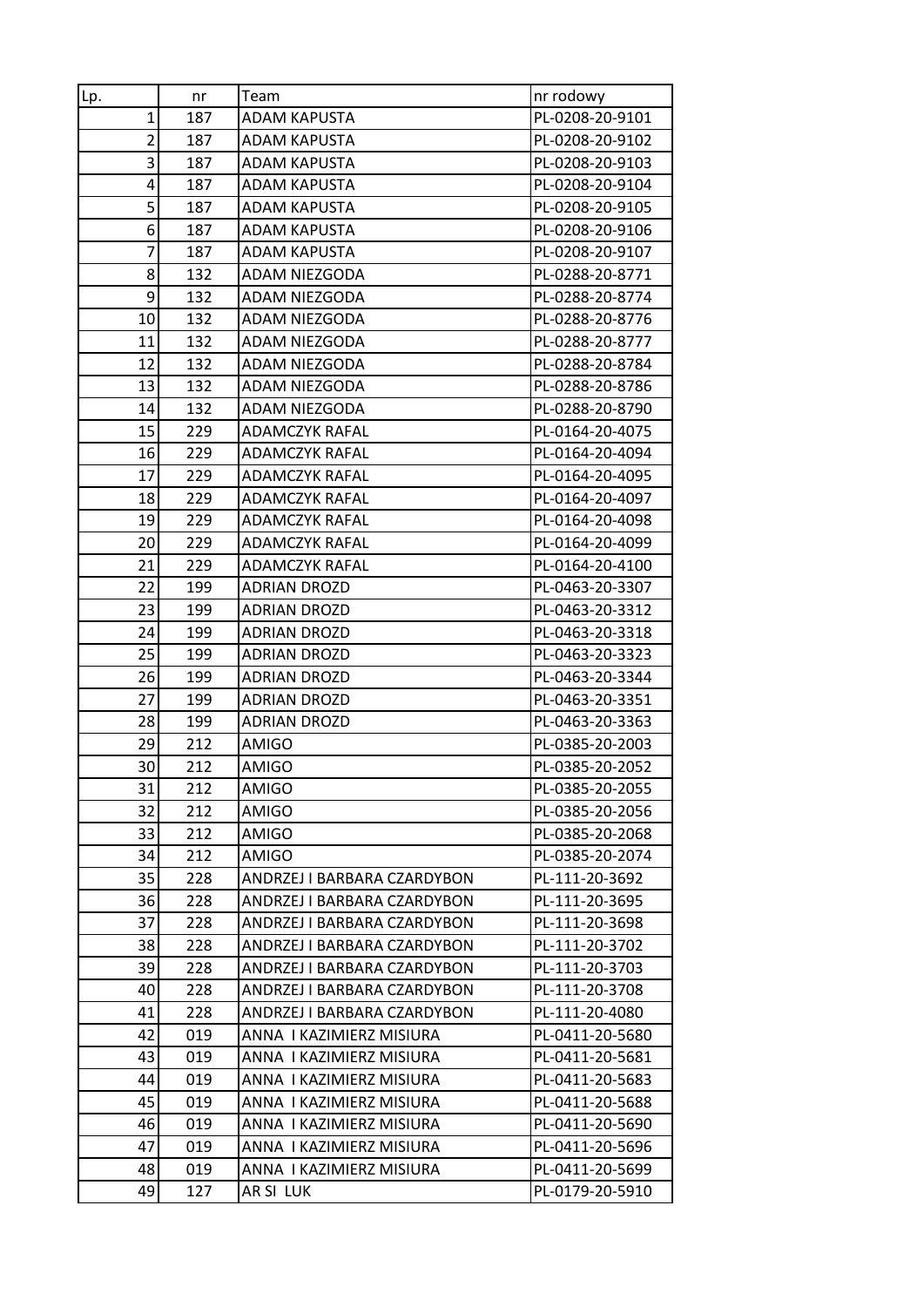| Lp. | nr | Team | nr rodowy |
|---|---|---|---|
| 1 | 187 | ADAM KAPUSTA | PL-0208-20-9101 |
| 2 | 187 | ADAM KAPUSTA | PL-0208-20-9102 |
| 3 | 187 | ADAM KAPUSTA | PL-0208-20-9103 |
| 4 | 187 | ADAM KAPUSTA | PL-0208-20-9104 |
| 5 | 187 | ADAM KAPUSTA | PL-0208-20-9105 |
| 6 | 187 | ADAM KAPUSTA | PL-0208-20-9106 |
| 7 | 187 | ADAM KAPUSTA | PL-0208-20-9107 |
| 8 | 132 | ADAM NIEZGODA | PL-0288-20-8771 |
| 9 | 132 | ADAM NIEZGODA | PL-0288-20-8774 |
| 10 | 132 | ADAM NIEZGODA | PL-0288-20-8776 |
| 11 | 132 | ADAM NIEZGODA | PL-0288-20-8777 |
| 12 | 132 | ADAM NIEZGODA | PL-0288-20-8784 |
| 13 | 132 | ADAM NIEZGODA | PL-0288-20-8786 |
| 14 | 132 | ADAM NIEZGODA | PL-0288-20-8790 |
| 15 | 229 | ADAMCZYK RAFAL | PL-0164-20-4075 |
| 16 | 229 | ADAMCZYK RAFAL | PL-0164-20-4094 |
| 17 | 229 | ADAMCZYK RAFAL | PL-0164-20-4095 |
| 18 | 229 | ADAMCZYK RAFAL | PL-0164-20-4097 |
| 19 | 229 | ADAMCZYK RAFAL | PL-0164-20-4098 |
| 20 | 229 | ADAMCZYK RAFAL | PL-0164-20-4099 |
| 21 | 229 | ADAMCZYK RAFAL | PL-0164-20-4100 |
| 22 | 199 | ADRIAN DROZD | PL-0463-20-3307 |
| 23 | 199 | ADRIAN DROZD | PL-0463-20-3312 |
| 24 | 199 | ADRIAN DROZD | PL-0463-20-3318 |
| 25 | 199 | ADRIAN DROZD | PL-0463-20-3323 |
| 26 | 199 | ADRIAN DROZD | PL-0463-20-3344 |
| 27 | 199 | ADRIAN DROZD | PL-0463-20-3351 |
| 28 | 199 | ADRIAN DROZD | PL-0463-20-3363 |
| 29 | 212 | AMIGO | PL-0385-20-2003 |
| 30 | 212 | AMIGO | PL-0385-20-2052 |
| 31 | 212 | AMIGO | PL-0385-20-2055 |
| 32 | 212 | AMIGO | PL-0385-20-2056 |
| 33 | 212 | AMIGO | PL-0385-20-2068 |
| 34 | 212 | AMIGO | PL-0385-20-2074 |
| 35 | 228 | ANDRZEJ I BARBARA CZARDYBON | PL-111-20-3692 |
| 36 | 228 | ANDRZEJ I BARBARA CZARDYBON | PL-111-20-3695 |
| 37 | 228 | ANDRZEJ I BARBARA CZARDYBON | PL-111-20-3698 |
| 38 | 228 | ANDRZEJ I BARBARA CZARDYBON | PL-111-20-3702 |
| 39 | 228 | ANDRZEJ I BARBARA CZARDYBON | PL-111-20-3703 |
| 40 | 228 | ANDRZEJ I BARBARA CZARDYBON | PL-111-20-3708 |
| 41 | 228 | ANDRZEJ I BARBARA CZARDYBON | PL-111-20-4080 |
| 42 | 019 | ANNA I KAZIMIERZ MISIURA | PL-0411-20-5680 |
| 43 | 019 | ANNA I KAZIMIERZ MISIURA | PL-0411-20-5681 |
| 44 | 019 | ANNA I KAZIMIERZ MISIURA | PL-0411-20-5683 |
| 45 | 019 | ANNA I KAZIMIERZ MISIURA | PL-0411-20-5688 |
| 46 | 019 | ANNA I KAZIMIERZ MISIURA | PL-0411-20-5690 |
| 47 | 019 | ANNA I KAZIMIERZ MISIURA | PL-0411-20-5696 |
| 48 | 019 | ANNA I KAZIMIERZ MISIURA | PL-0411-20-5699 |
| 49 | 127 | AR SI LUK | PL-0179-20-5910 |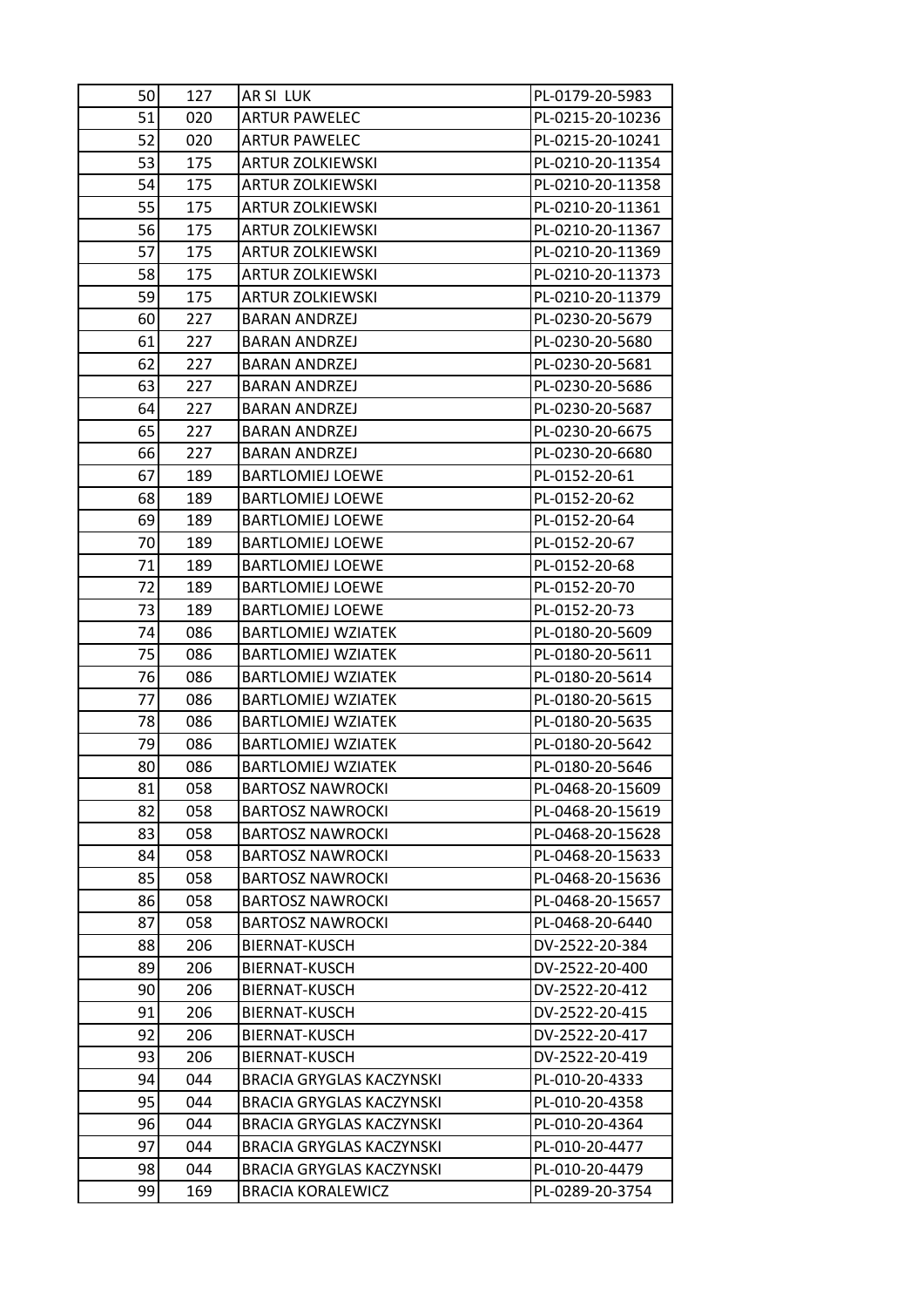| | | | |
|---|---|---|---|
| 50 | 127 | AR SI LUK | PL-0179-20-5983 |
| 51 | 020 | ARTUR PAWELEC | PL-0215-20-10236 |
| 52 | 020 | ARTUR PAWELEC | PL-0215-20-10241 |
| 53 | 175 | ARTUR ZOLKIEWSKI | PL-0210-20-11354 |
| 54 | 175 | ARTUR ZOLKIEWSKI | PL-0210-20-11358 |
| 55 | 175 | ARTUR ZOLKIEWSKI | PL-0210-20-11361 |
| 56 | 175 | ARTUR ZOLKIEWSKI | PL-0210-20-11367 |
| 57 | 175 | ARTUR ZOLKIEWSKI | PL-0210-20-11369 |
| 58 | 175 | ARTUR ZOLKIEWSKI | PL-0210-20-11373 |
| 59 | 175 | ARTUR ZOLKIEWSKI | PL-0210-20-11379 |
| 60 | 227 | BARAN ANDRZEJ | PL-0230-20-5679 |
| 61 | 227 | BARAN ANDRZEJ | PL-0230-20-5680 |
| 62 | 227 | BARAN ANDRZEJ | PL-0230-20-5681 |
| 63 | 227 | BARAN ANDRZEJ | PL-0230-20-5686 |
| 64 | 227 | BARAN ANDRZEJ | PL-0230-20-5687 |
| 65 | 227 | BARAN ANDRZEJ | PL-0230-20-6675 |
| 66 | 227 | BARAN ANDRZEJ | PL-0230-20-6680 |
| 67 | 189 | BARTLOMIEJ LOEWE | PL-0152-20-61 |
| 68 | 189 | BARTLOMIEJ LOEWE | PL-0152-20-62 |
| 69 | 189 | BARTLOMIEJ LOEWE | PL-0152-20-64 |
| 70 | 189 | BARTLOMIEJ LOEWE | PL-0152-20-67 |
| 71 | 189 | BARTLOMIEJ LOEWE | PL-0152-20-68 |
| 72 | 189 | BARTLOMIEJ LOEWE | PL-0152-20-70 |
| 73 | 189 | BARTLOMIEJ LOEWE | PL-0152-20-73 |
| 74 | 086 | BARTLOMIEJ WZIATEK | PL-0180-20-5609 |
| 75 | 086 | BARTLOMIEJ WZIATEK | PL-0180-20-5611 |
| 76 | 086 | BARTLOMIEJ WZIATEK | PL-0180-20-5614 |
| 77 | 086 | BARTLOMIEJ WZIATEK | PL-0180-20-5615 |
| 78 | 086 | BARTLOMIEJ WZIATEK | PL-0180-20-5635 |
| 79 | 086 | BARTLOMIEJ WZIATEK | PL-0180-20-5642 |
| 80 | 086 | BARTLOMIEJ WZIATEK | PL-0180-20-5646 |
| 81 | 058 | BARTOSZ NAWROCKI | PL-0468-20-15609 |
| 82 | 058 | BARTOSZ NAWROCKI | PL-0468-20-15619 |
| 83 | 058 | BARTOSZ NAWROCKI | PL-0468-20-15628 |
| 84 | 058 | BARTOSZ NAWROCKI | PL-0468-20-15633 |
| 85 | 058 | BARTOSZ NAWROCKI | PL-0468-20-15636 |
| 86 | 058 | BARTOSZ NAWROCKI | PL-0468-20-15657 |
| 87 | 058 | BARTOSZ NAWROCKI | PL-0468-20-6440 |
| 88 | 206 | BIERNAT-KUSCH | DV-2522-20-384 |
| 89 | 206 | BIERNAT-KUSCH | DV-2522-20-400 |
| 90 | 206 | BIERNAT-KUSCH | DV-2522-20-412 |
| 91 | 206 | BIERNAT-KUSCH | DV-2522-20-415 |
| 92 | 206 | BIERNAT-KUSCH | DV-2522-20-417 |
| 93 | 206 | BIERNAT-KUSCH | DV-2522-20-419 |
| 94 | 044 | BRACIA GRYGLAS KACZYNSKI | PL-010-20-4333 |
| 95 | 044 | BRACIA GRYGLAS KACZYNSKI | PL-010-20-4358 |
| 96 | 044 | BRACIA GRYGLAS KACZYNSKI | PL-010-20-4364 |
| 97 | 044 | BRACIA GRYGLAS KACZYNSKI | PL-010-20-4477 |
| 98 | 044 | BRACIA GRYGLAS KACZYNSKI | PL-010-20-4479 |
| 99 | 169 | BRACIA KORALEWICZ | PL-0289-20-3754 |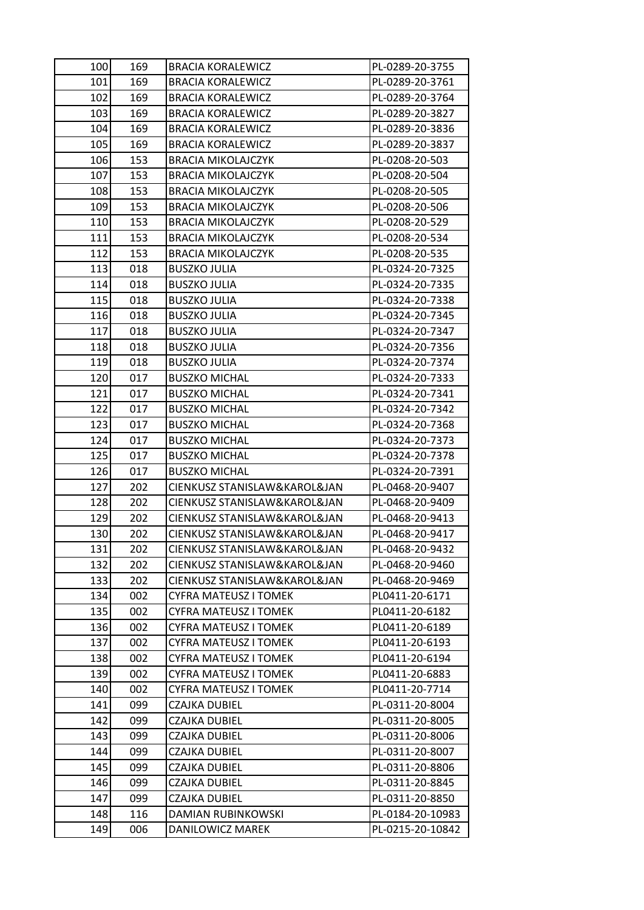| 100 | 169 | BRACIA KORALEWICZ | PL-0289-20-3755 |
|---|---|---|---|
| 101 | 169 | BRACIA KORALEWICZ | PL-0289-20-3761 |
| 102 | 169 | BRACIA KORALEWICZ | PL-0289-20-3764 |
| 103 | 169 | BRACIA KORALEWICZ | PL-0289-20-3827 |
| 104 | 169 | BRACIA KORALEWICZ | PL-0289-20-3836 |
| 105 | 169 | BRACIA KORALEWICZ | PL-0289-20-3837 |
| 106 | 153 | BRACIA MIKOLAJCZYK | PL-0208-20-503 |
| 107 | 153 | BRACIA MIKOLAJCZYK | PL-0208-20-504 |
| 108 | 153 | BRACIA MIKOLAJCZYK | PL-0208-20-505 |
| 109 | 153 | BRACIA MIKOLAJCZYK | PL-0208-20-506 |
| 110 | 153 | BRACIA MIKOLAJCZYK | PL-0208-20-529 |
| 111 | 153 | BRACIA MIKOLAJCZYK | PL-0208-20-534 |
| 112 | 153 | BRACIA MIKOLAJCZYK | PL-0208-20-535 |
| 113 | 018 | BUSZKO JULIA | PL-0324-20-7325 |
| 114 | 018 | BUSZKO JULIA | PL-0324-20-7335 |
| 115 | 018 | BUSZKO JULIA | PL-0324-20-7338 |
| 116 | 018 | BUSZKO JULIA | PL-0324-20-7345 |
| 117 | 018 | BUSZKO JULIA | PL-0324-20-7347 |
| 118 | 018 | BUSZKO JULIA | PL-0324-20-7356 |
| 119 | 018 | BUSZKO JULIA | PL-0324-20-7374 |
| 120 | 017 | BUSZKO MICHAL | PL-0324-20-7333 |
| 121 | 017 | BUSZKO MICHAL | PL-0324-20-7341 |
| 122 | 017 | BUSZKO MICHAL | PL-0324-20-7342 |
| 123 | 017 | BUSZKO MICHAL | PL-0324-20-7368 |
| 124 | 017 | BUSZKO MICHAL | PL-0324-20-7373 |
| 125 | 017 | BUSZKO MICHAL | PL-0324-20-7378 |
| 126 | 017 | BUSZKO MICHAL | PL-0324-20-7391 |
| 127 | 202 | CIENKUSZ STANISLAW&KAROL&JAN | PL-0468-20-9407 |
| 128 | 202 | CIENKUSZ STANISLAW&KAROL&JAN | PL-0468-20-9409 |
| 129 | 202 | CIENKUSZ STANISLAW&KAROL&JAN | PL-0468-20-9413 |
| 130 | 202 | CIENKUSZ STANISLAW&KAROL&JAN | PL-0468-20-9417 |
| 131 | 202 | CIENKUSZ STANISLAW&KAROL&JAN | PL-0468-20-9432 |
| 132 | 202 | CIENKUSZ STANISLAW&KAROL&JAN | PL-0468-20-9460 |
| 133 | 202 | CIENKUSZ STANISLAW&KAROL&JAN | PL-0468-20-9469 |
| 134 | 002 | CYFRA MATEUSZ I TOMEK | PL0411-20-6171 |
| 135 | 002 | CYFRA MATEUSZ I TOMEK | PL0411-20-6182 |
| 136 | 002 | CYFRA MATEUSZ I TOMEK | PL0411-20-6189 |
| 137 | 002 | CYFRA MATEUSZ I TOMEK | PL0411-20-6193 |
| 138 | 002 | CYFRA MATEUSZ I TOMEK | PL0411-20-6194 |
| 139 | 002 | CYFRA MATEUSZ I TOMEK | PL0411-20-6883 |
| 140 | 002 | CYFRA MATEUSZ I TOMEK | PL0411-20-7714 |
| 141 | 099 | CZAJKA DUBIEL | PL-0311-20-8004 |
| 142 | 099 | CZAJKA DUBIEL | PL-0311-20-8005 |
| 143 | 099 | CZAJKA DUBIEL | PL-0311-20-8006 |
| 144 | 099 | CZAJKA DUBIEL | PL-0311-20-8007 |
| 145 | 099 | CZAJKA DUBIEL | PL-0311-20-8806 |
| 146 | 099 | CZAJKA DUBIEL | PL-0311-20-8845 |
| 147 | 099 | CZAJKA DUBIEL | PL-0311-20-8850 |
| 148 | 116 | DAMIAN RUBINKOWSKI | PL-0184-20-10983 |
| 149 | 006 | DANILOWICZ MAREK | PL-0215-20-10842 |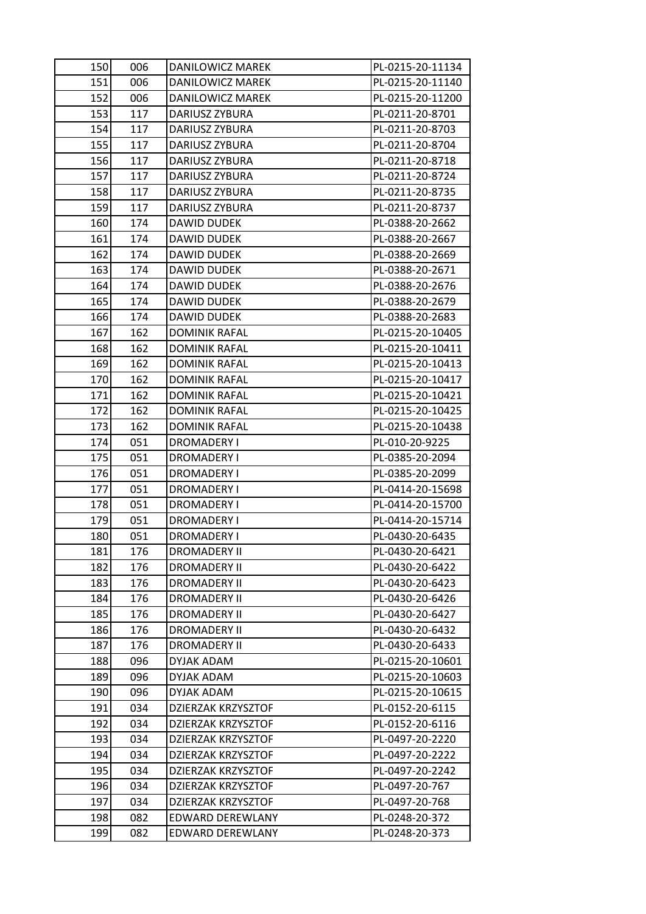| | | | |
|---|---|---|---|
| 150 | 006 | DANILOWICZ MAREK | PL-0215-20-11134 |
| 151 | 006 | DANILOWICZ MAREK | PL-0215-20-11140 |
| 152 | 006 | DANILOWICZ MAREK | PL-0215-20-11200 |
| 153 | 117 | DARIUSZ ZYBURA | PL-0211-20-8701 |
| 154 | 117 | DARIUSZ ZYBURA | PL-0211-20-8703 |
| 155 | 117 | DARIUSZ ZYBURA | PL-0211-20-8704 |
| 156 | 117 | DARIUSZ ZYBURA | PL-0211-20-8718 |
| 157 | 117 | DARIUSZ ZYBURA | PL-0211-20-8724 |
| 158 | 117 | DARIUSZ ZYBURA | PL-0211-20-8735 |
| 159 | 117 | DARIUSZ ZYBURA | PL-0211-20-8737 |
| 160 | 174 | DAWID DUDEK | PL-0388-20-2662 |
| 161 | 174 | DAWID DUDEK | PL-0388-20-2667 |
| 162 | 174 | DAWID DUDEK | PL-0388-20-2669 |
| 163 | 174 | DAWID DUDEK | PL-0388-20-2671 |
| 164 | 174 | DAWID DUDEK | PL-0388-20-2676 |
| 165 | 174 | DAWID DUDEK | PL-0388-20-2679 |
| 166 | 174 | DAWID DUDEK | PL-0388-20-2683 |
| 167 | 162 | DOMINIK RAFAL | PL-0215-20-10405 |
| 168 | 162 | DOMINIK RAFAL | PL-0215-20-10411 |
| 169 | 162 | DOMINIK RAFAL | PL-0215-20-10413 |
| 170 | 162 | DOMINIK RAFAL | PL-0215-20-10417 |
| 171 | 162 | DOMINIK RAFAL | PL-0215-20-10421 |
| 172 | 162 | DOMINIK RAFAL | PL-0215-20-10425 |
| 173 | 162 | DOMINIK RAFAL | PL-0215-20-10438 |
| 174 | 051 | DROMADERY I | PL-010-20-9225 |
| 175 | 051 | DROMADERY I | PL-0385-20-2094 |
| 176 | 051 | DROMADERY I | PL-0385-20-2099 |
| 177 | 051 | DROMADERY I | PL-0414-20-15698 |
| 178 | 051 | DROMADERY I | PL-0414-20-15700 |
| 179 | 051 | DROMADERY I | PL-0414-20-15714 |
| 180 | 051 | DROMADERY I | PL-0430-20-6435 |
| 181 | 176 | DROMADERY II | PL-0430-20-6421 |
| 182 | 176 | DROMADERY II | PL-0430-20-6422 |
| 183 | 176 | DROMADERY II | PL-0430-20-6423 |
| 184 | 176 | DROMADERY II | PL-0430-20-6426 |
| 185 | 176 | DROMADERY II | PL-0430-20-6427 |
| 186 | 176 | DROMADERY II | PL-0430-20-6432 |
| 187 | 176 | DROMADERY II | PL-0430-20-6433 |
| 188 | 096 | DYJAK ADAM | PL-0215-20-10601 |
| 189 | 096 | DYJAK ADAM | PL-0215-20-10603 |
| 190 | 096 | DYJAK ADAM | PL-0215-20-10615 |
| 191 | 034 | DZIERZAK KRZYSZTOF | PL-0152-20-6115 |
| 192 | 034 | DZIERZAK KRZYSZTOF | PL-0152-20-6116 |
| 193 | 034 | DZIERZAK KRZYSZTOF | PL-0497-20-2220 |
| 194 | 034 | DZIERZAK KRZYSZTOF | PL-0497-20-2222 |
| 195 | 034 | DZIERZAK KRZYSZTOF | PL-0497-20-2242 |
| 196 | 034 | DZIERZAK KRZYSZTOF | PL-0497-20-767 |
| 197 | 034 | DZIERZAK KRZYSZTOF | PL-0497-20-768 |
| 198 | 082 | EDWARD DEREWLANY | PL-0248-20-372 |
| 199 | 082 | EDWARD DEREWLANY | PL-0248-20-373 |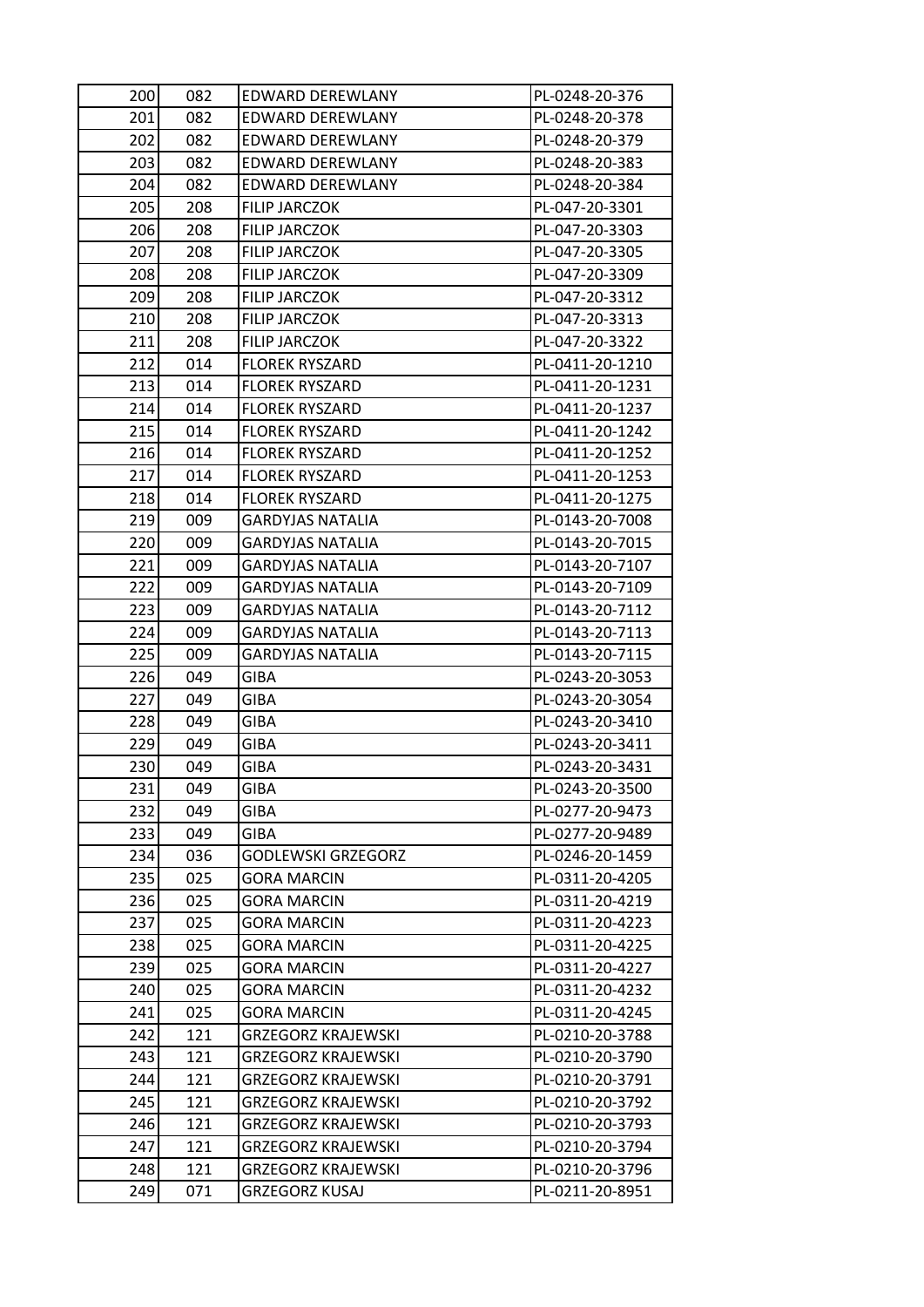| 200 | 082 | EDWARD DEREWLANY | PL-0248-20-376 |
|---|---|---|---|
| 201 | 082 | EDWARD DEREWLANY | PL-0248-20-378 |
| 202 | 082 | EDWARD DEREWLANY | PL-0248-20-379 |
| 203 | 082 | EDWARD DEREWLANY | PL-0248-20-383 |
| 204 | 082 | EDWARD DEREWLANY | PL-0248-20-384 |
| 205 | 208 | FILIP JARCZOK | PL-047-20-3301 |
| 206 | 208 | FILIP JARCZOK | PL-047-20-3303 |
| 207 | 208 | FILIP JARCZOK | PL-047-20-3305 |
| 208 | 208 | FILIP JARCZOK | PL-047-20-3309 |
| 209 | 208 | FILIP JARCZOK | PL-047-20-3312 |
| 210 | 208 | FILIP JARCZOK | PL-047-20-3313 |
| 211 | 208 | FILIP JARCZOK | PL-047-20-3322 |
| 212 | 014 | FLOREK RYSZARD | PL-0411-20-1210 |
| 213 | 014 | FLOREK RYSZARD | PL-0411-20-1231 |
| 214 | 014 | FLOREK RYSZARD | PL-0411-20-1237 |
| 215 | 014 | FLOREK RYSZARD | PL-0411-20-1242 |
| 216 | 014 | FLOREK RYSZARD | PL-0411-20-1252 |
| 217 | 014 | FLOREK RYSZARD | PL-0411-20-1253 |
| 218 | 014 | FLOREK RYSZARD | PL-0411-20-1275 |
| 219 | 009 | GARDYJAS NATALIA | PL-0143-20-7008 |
| 220 | 009 | GARDYJAS NATALIA | PL-0143-20-7015 |
| 221 | 009 | GARDYJAS NATALIA | PL-0143-20-7107 |
| 222 | 009 | GARDYJAS NATALIA | PL-0143-20-7109 |
| 223 | 009 | GARDYJAS NATALIA | PL-0143-20-7112 |
| 224 | 009 | GARDYJAS NATALIA | PL-0143-20-7113 |
| 225 | 009 | GARDYJAS NATALIA | PL-0143-20-7115 |
| 226 | 049 | GIBA | PL-0243-20-3053 |
| 227 | 049 | GIBA | PL-0243-20-3054 |
| 228 | 049 | GIBA | PL-0243-20-3410 |
| 229 | 049 | GIBA | PL-0243-20-3411 |
| 230 | 049 | GIBA | PL-0243-20-3431 |
| 231 | 049 | GIBA | PL-0243-20-3500 |
| 232 | 049 | GIBA | PL-0277-20-9473 |
| 233 | 049 | GIBA | PL-0277-20-9489 |
| 234 | 036 | GODLEWSKI GRZEGORZ | PL-0246-20-1459 |
| 235 | 025 | GORA MARCIN | PL-0311-20-4205 |
| 236 | 025 | GORA MARCIN | PL-0311-20-4219 |
| 237 | 025 | GORA MARCIN | PL-0311-20-4223 |
| 238 | 025 | GORA MARCIN | PL-0311-20-4225 |
| 239 | 025 | GORA MARCIN | PL-0311-20-4227 |
| 240 | 025 | GORA MARCIN | PL-0311-20-4232 |
| 241 | 025 | GORA MARCIN | PL-0311-20-4245 |
| 242 | 121 | GRZEGORZ KRAJEWSKI | PL-0210-20-3788 |
| 243 | 121 | GRZEGORZ KRAJEWSKI | PL-0210-20-3790 |
| 244 | 121 | GRZEGORZ KRAJEWSKI | PL-0210-20-3791 |
| 245 | 121 | GRZEGORZ KRAJEWSKI | PL-0210-20-3792 |
| 246 | 121 | GRZEGORZ KRAJEWSKI | PL-0210-20-3793 |
| 247 | 121 | GRZEGORZ KRAJEWSKI | PL-0210-20-3794 |
| 248 | 121 | GRZEGORZ KRAJEWSKI | PL-0210-20-3796 |
| 249 | 071 | GRZEGORZ KUSAJ | PL-0211-20-8951 |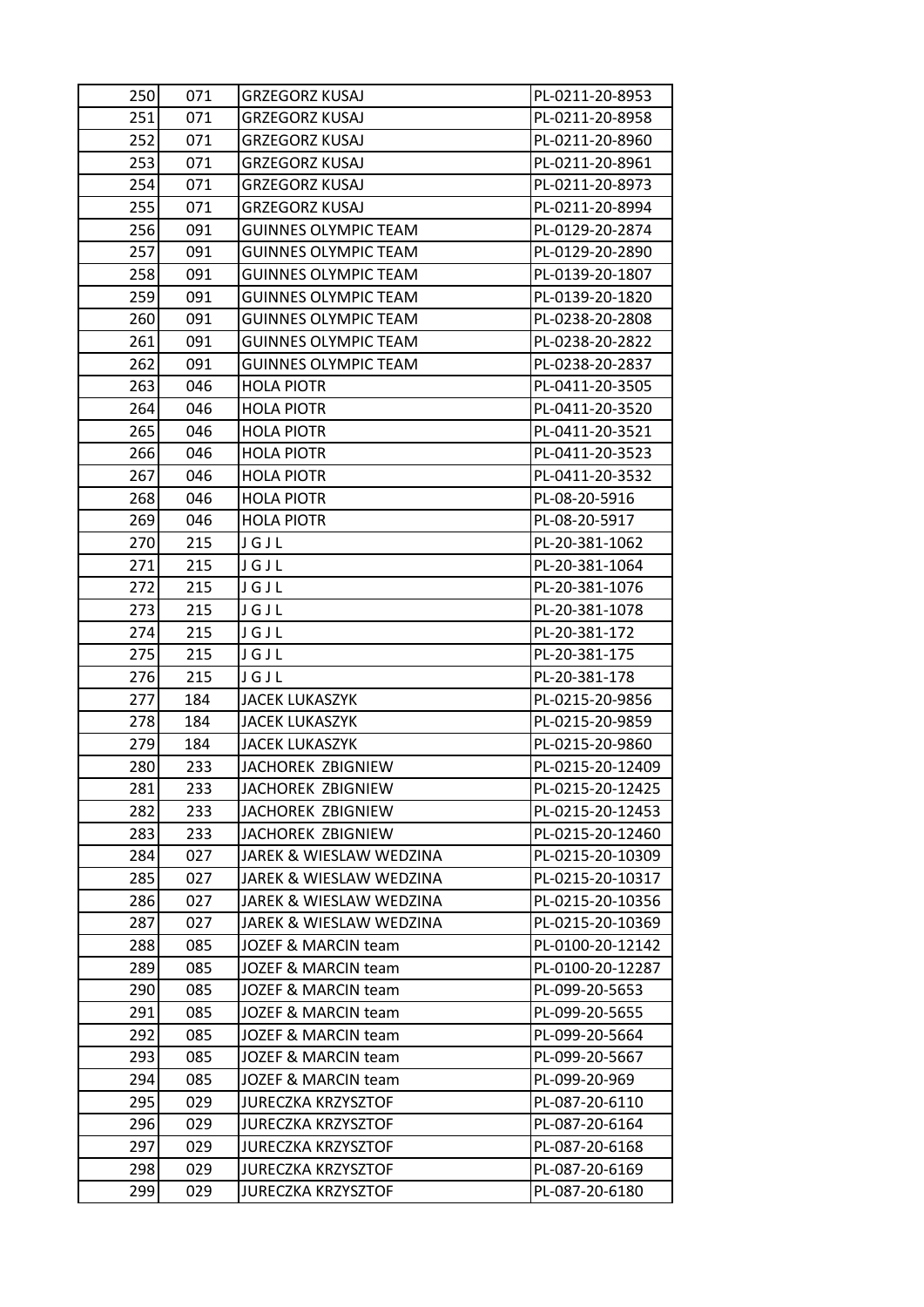| 250 | 071 | GRZEGORZ KUSAJ | PL-0211-20-8953 |
|---|---|---|---|
| 251 | 071 | GRZEGORZ KUSAJ | PL-0211-20-8958 |
| 252 | 071 | GRZEGORZ KUSAJ | PL-0211-20-8960 |
| 253 | 071 | GRZEGORZ KUSAJ | PL-0211-20-8961 |
| 254 | 071 | GRZEGORZ KUSAJ | PL-0211-20-8973 |
| 255 | 071 | GRZEGORZ KUSAJ | PL-0211-20-8994 |
| 256 | 091 | GUINNES OLYMPIC TEAM | PL-0129-20-2874 |
| 257 | 091 | GUINNES OLYMPIC TEAM | PL-0129-20-2890 |
| 258 | 091 | GUINNES OLYMPIC TEAM | PL-0139-20-1807 |
| 259 | 091 | GUINNES OLYMPIC TEAM | PL-0139-20-1820 |
| 260 | 091 | GUINNES OLYMPIC TEAM | PL-0238-20-2808 |
| 261 | 091 | GUINNES OLYMPIC TEAM | PL-0238-20-2822 |
| 262 | 091 | GUINNES OLYMPIC TEAM | PL-0238-20-2837 |
| 263 | 046 | HOLA PIOTR | PL-0411-20-3505 |
| 264 | 046 | HOLA PIOTR | PL-0411-20-3520 |
| 265 | 046 | HOLA PIOTR | PL-0411-20-3521 |
| 266 | 046 | HOLA PIOTR | PL-0411-20-3523 |
| 267 | 046 | HOLA PIOTR | PL-0411-20-3532 |
| 268 | 046 | HOLA PIOTR | PL-08-20-5916 |
| 269 | 046 | HOLA PIOTR | PL-08-20-5917 |
| 270 | 215 | J G J L | PL-20-381-1062 |
| 271 | 215 | J G J L | PL-20-381-1064 |
| 272 | 215 | J G J L | PL-20-381-1076 |
| 273 | 215 | J G J L | PL-20-381-1078 |
| 274 | 215 | J G J L | PL-20-381-172 |
| 275 | 215 | J G J L | PL-20-381-175 |
| 276 | 215 | J G J L | PL-20-381-178 |
| 277 | 184 | JACEK LUKASZYK | PL-0215-20-9856 |
| 278 | 184 | JACEK LUKASZYK | PL-0215-20-9859 |
| 279 | 184 | JACEK LUKASZYK | PL-0215-20-9860 |
| 280 | 233 | JACHOREK ZBIGNIEW | PL-0215-20-12409 |
| 281 | 233 | JACHOREK ZBIGNIEW | PL-0215-20-12425 |
| 282 | 233 | JACHOREK ZBIGNIEW | PL-0215-20-12453 |
| 283 | 233 | JACHOREK ZBIGNIEW | PL-0215-20-12460 |
| 284 | 027 | JAREK & WIESLAW WEDZINA | PL-0215-20-10309 |
| 285 | 027 | JAREK & WIESLAW WEDZINA | PL-0215-20-10317 |
| 286 | 027 | JAREK & WIESLAW WEDZINA | PL-0215-20-10356 |
| 287 | 027 | JAREK & WIESLAW WEDZINA | PL-0215-20-10369 |
| 288 | 085 | JOZEF & MARCIN team | PL-0100-20-12142 |
| 289 | 085 | JOZEF & MARCIN team | PL-0100-20-12287 |
| 290 | 085 | JOZEF & MARCIN team | PL-099-20-5653 |
| 291 | 085 | JOZEF & MARCIN team | PL-099-20-5655 |
| 292 | 085 | JOZEF & MARCIN team | PL-099-20-5664 |
| 293 | 085 | JOZEF & MARCIN team | PL-099-20-5667 |
| 294 | 085 | JOZEF & MARCIN team | PL-099-20-969 |
| 295 | 029 | JURECZKA KRZYSZTOF | PL-087-20-6110 |
| 296 | 029 | JURECZKA KRZYSZTOF | PL-087-20-6164 |
| 297 | 029 | JURECZKA KRZYSZTOF | PL-087-20-6168 |
| 298 | 029 | JURECZKA KRZYSZTOF | PL-087-20-6169 |
| 299 | 029 | JURECZKA KRZYSZTOF | PL-087-20-6180 |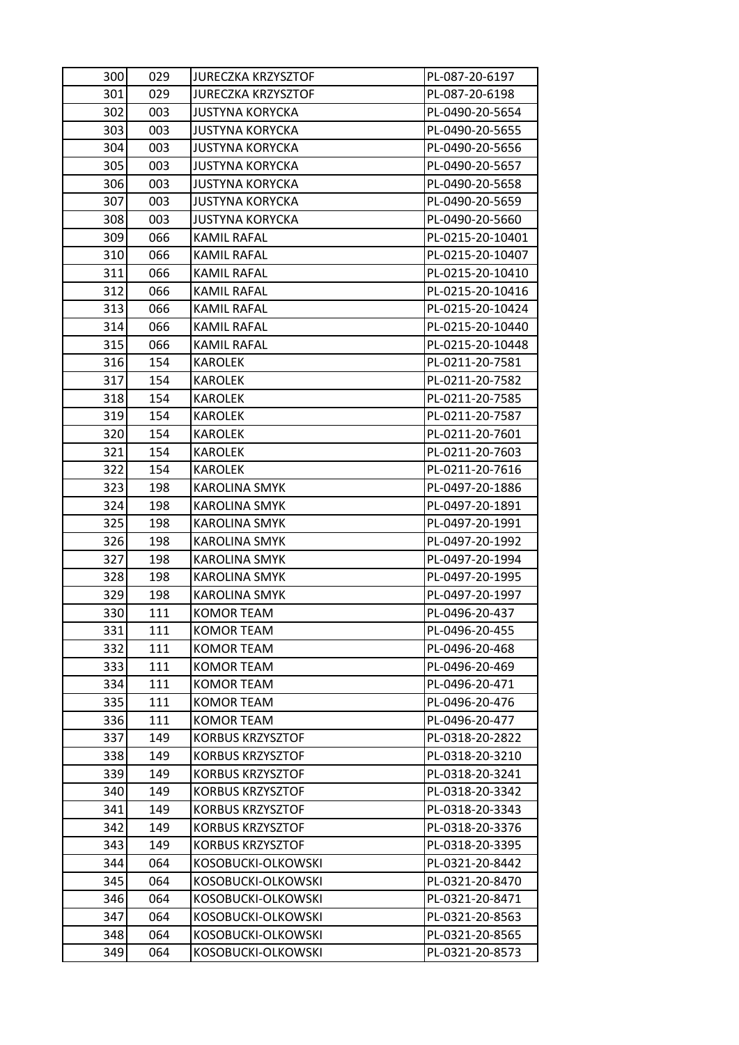| 300 | 029 | JURECZKA KRZYSZTOF | PL-087-20-6197 |
|---|---|---|---|
| 301 | 029 | JURECZKA KRZYSZTOF | PL-087-20-6198 |
| 302 | 003 | JUSTYNA KORYCKA | PL-0490-20-5654 |
| 303 | 003 | JUSTYNA KORYCKA | PL-0490-20-5655 |
| 304 | 003 | JUSTYNA KORYCKA | PL-0490-20-5656 |
| 305 | 003 | JUSTYNA KORYCKA | PL-0490-20-5657 |
| 306 | 003 | JUSTYNA KORYCKA | PL-0490-20-5658 |
| 307 | 003 | JUSTYNA KORYCKA | PL-0490-20-5659 |
| 308 | 003 | JUSTYNA KORYCKA | PL-0490-20-5660 |
| 309 | 066 | KAMIL RAFAL | PL-0215-20-10401 |
| 310 | 066 | KAMIL RAFAL | PL-0215-20-10407 |
| 311 | 066 | KAMIL RAFAL | PL-0215-20-10410 |
| 312 | 066 | KAMIL RAFAL | PL-0215-20-10416 |
| 313 | 066 | KAMIL RAFAL | PL-0215-20-10424 |
| 314 | 066 | KAMIL RAFAL | PL-0215-20-10440 |
| 315 | 066 | KAMIL RAFAL | PL-0215-20-10448 |
| 316 | 154 | KAROLEK | PL-0211-20-7581 |
| 317 | 154 | KAROLEK | PL-0211-20-7582 |
| 318 | 154 | KAROLEK | PL-0211-20-7585 |
| 319 | 154 | KAROLEK | PL-0211-20-7587 |
| 320 | 154 | KAROLEK | PL-0211-20-7601 |
| 321 | 154 | KAROLEK | PL-0211-20-7603 |
| 322 | 154 | KAROLEK | PL-0211-20-7616 |
| 323 | 198 | KAROLINA SMYK | PL-0497-20-1886 |
| 324 | 198 | KAROLINA SMYK | PL-0497-20-1891 |
| 325 | 198 | KAROLINA SMYK | PL-0497-20-1991 |
| 326 | 198 | KAROLINA SMYK | PL-0497-20-1992 |
| 327 | 198 | KAROLINA SMYK | PL-0497-20-1994 |
| 328 | 198 | KAROLINA SMYK | PL-0497-20-1995 |
| 329 | 198 | KAROLINA SMYK | PL-0497-20-1997 |
| 330 | 111 | KOMOR TEAM | PL-0496-20-437 |
| 331 | 111 | KOMOR TEAM | PL-0496-20-455 |
| 332 | 111 | KOMOR TEAM | PL-0496-20-468 |
| 333 | 111 | KOMOR TEAM | PL-0496-20-469 |
| 334 | 111 | KOMOR TEAM | PL-0496-20-471 |
| 335 | 111 | KOMOR TEAM | PL-0496-20-476 |
| 336 | 111 | KOMOR TEAM | PL-0496-20-477 |
| 337 | 149 | KORBUS KRZYSZTOF | PL-0318-20-2822 |
| 338 | 149 | KORBUS KRZYSZTOF | PL-0318-20-3210 |
| 339 | 149 | KORBUS KRZYSZTOF | PL-0318-20-3241 |
| 340 | 149 | KORBUS KRZYSZTOF | PL-0318-20-3342 |
| 341 | 149 | KORBUS KRZYSZTOF | PL-0318-20-3343 |
| 342 | 149 | KORBUS KRZYSZTOF | PL-0318-20-3376 |
| 343 | 149 | KORBUS KRZYSZTOF | PL-0318-20-3395 |
| 344 | 064 | KOSOBUCKI-OLKOWSKI | PL-0321-20-8442 |
| 345 | 064 | KOSOBUCKI-OLKOWSKI | PL-0321-20-8470 |
| 346 | 064 | KOSOBUCKI-OLKOWSKI | PL-0321-20-8471 |
| 347 | 064 | KOSOBUCKI-OLKOWSKI | PL-0321-20-8563 |
| 348 | 064 | KOSOBUCKI-OLKOWSKI | PL-0321-20-8565 |
| 349 | 064 | KOSOBUCKI-OLKOWSKI | PL-0321-20-8573 |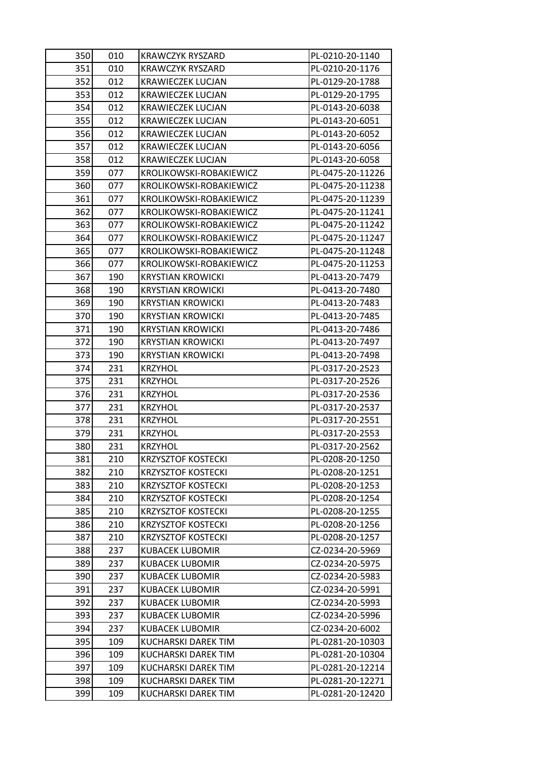| 350 | 010 | KRAWCZYK RYSZARD | PL-0210-20-1140 |
|---|---|---|---|
| 351 | 010 | KRAWCZYK RYSZARD | PL-0210-20-1176 |
| 352 | 012 | KRAWIECZEK LUCJAN | PL-0129-20-1788 |
| 353 | 012 | KRAWIECZEK LUCJAN | PL-0129-20-1795 |
| 354 | 012 | KRAWIECZEK LUCJAN | PL-0143-20-6038 |
| 355 | 012 | KRAWIECZEK LUCJAN | PL-0143-20-6051 |
| 356 | 012 | KRAWIECZEK LUCJAN | PL-0143-20-6052 |
| 357 | 012 | KRAWIECZEK LUCJAN | PL-0143-20-6056 |
| 358 | 012 | KRAWIECZEK LUCJAN | PL-0143-20-6058 |
| 359 | 077 | KROLIKOWSKI-ROBAKIEWICZ | PL-0475-20-11226 |
| 360 | 077 | KROLIKOWSKI-ROBAKIEWICZ | PL-0475-20-11238 |
| 361 | 077 | KROLIKOWSKI-ROBAKIEWICZ | PL-0475-20-11239 |
| 362 | 077 | KROLIKOWSKI-ROBAKIEWICZ | PL-0475-20-11241 |
| 363 | 077 | KROLIKOWSKI-ROBAKIEWICZ | PL-0475-20-11242 |
| 364 | 077 | KROLIKOWSKI-ROBAKIEWICZ | PL-0475-20-11247 |
| 365 | 077 | KROLIKOWSKI-ROBAKIEWICZ | PL-0475-20-11248 |
| 366 | 077 | KROLIKOWSKI-ROBAKIEWICZ | PL-0475-20-11253 |
| 367 | 190 | KRYSTIAN KROWICKI | PL-0413-20-7479 |
| 368 | 190 | KRYSTIAN KROWICKI | PL-0413-20-7480 |
| 369 | 190 | KRYSTIAN KROWICKI | PL-0413-20-7483 |
| 370 | 190 | KRYSTIAN KROWICKI | PL-0413-20-7485 |
| 371 | 190 | KRYSTIAN KROWICKI | PL-0413-20-7486 |
| 372 | 190 | KRYSTIAN KROWICKI | PL-0413-20-7497 |
| 373 | 190 | KRYSTIAN KROWICKI | PL-0413-20-7498 |
| 374 | 231 | KRZYHOL | PL-0317-20-2523 |
| 375 | 231 | KRZYHOL | PL-0317-20-2526 |
| 376 | 231 | KRZYHOL | PL-0317-20-2536 |
| 377 | 231 | KRZYHOL | PL-0317-20-2537 |
| 378 | 231 | KRZYHOL | PL-0317-20-2551 |
| 379 | 231 | KRZYHOL | PL-0317-20-2553 |
| 380 | 231 | KRZYHOL | PL-0317-20-2562 |
| 381 | 210 | KRZYSZTOF KOSTECKI | PL-0208-20-1250 |
| 382 | 210 | KRZYSZTOF KOSTECKI | PL-0208-20-1251 |
| 383 | 210 | KRZYSZTOF KOSTECKI | PL-0208-20-1253 |
| 384 | 210 | KRZYSZTOF KOSTECKI | PL-0208-20-1254 |
| 385 | 210 | KRZYSZTOF KOSTECKI | PL-0208-20-1255 |
| 386 | 210 | KRZYSZTOF KOSTECKI | PL-0208-20-1256 |
| 387 | 210 | KRZYSZTOF KOSTECKI | PL-0208-20-1257 |
| 388 | 237 | KUBACEK LUBOMIR | CZ-0234-20-5969 |
| 389 | 237 | KUBACEK LUBOMIR | CZ-0234-20-5975 |
| 390 | 237 | KUBACEK LUBOMIR | CZ-0234-20-5983 |
| 391 | 237 | KUBACEK LUBOMIR | CZ-0234-20-5991 |
| 392 | 237 | KUBACEK LUBOMIR | CZ-0234-20-5993 |
| 393 | 237 | KUBACEK LUBOMIR | CZ-0234-20-5996 |
| 394 | 237 | KUBACEK LUBOMIR | CZ-0234-20-6002 |
| 395 | 109 | KUCHARSKI DAREK TIM | PL-0281-20-10303 |
| 396 | 109 | KUCHARSKI DAREK TIM | PL-0281-20-10304 |
| 397 | 109 | KUCHARSKI DAREK TIM | PL-0281-20-12214 |
| 398 | 109 | KUCHARSKI DAREK TIM | PL-0281-20-12271 |
| 399 | 109 | KUCHARSKI DAREK TIM | PL-0281-20-12420 |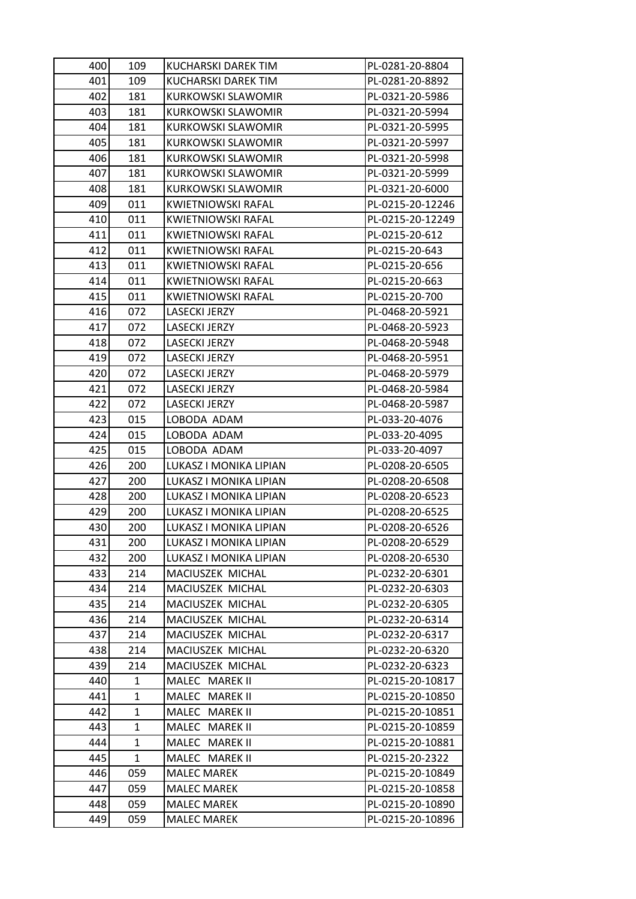| 400 | 109 | KUCHARSKI DAREK TIM | PL-0281-20-8804 |
|---|---|---|---|
| 401 | 109 | KUCHARSKI DAREK TIM | PL-0281-20-8892 |
| 402 | 181 | KURKOWSKI SLAWOMIR | PL-0321-20-5986 |
| 403 | 181 | KURKOWSKI SLAWOMIR | PL-0321-20-5994 |
| 404 | 181 | KURKOWSKI SLAWOMIR | PL-0321-20-5995 |
| 405 | 181 | KURKOWSKI SLAWOMIR | PL-0321-20-5997 |
| 406 | 181 | KURKOWSKI SLAWOMIR | PL-0321-20-5998 |
| 407 | 181 | KURKOWSKI SLAWOMIR | PL-0321-20-5999 |
| 408 | 181 | KURKOWSKI SLAWOMIR | PL-0321-20-6000 |
| 409 | 011 | KWIETNIOWSKI RAFAL | PL-0215-20-12246 |
| 410 | 011 | KWIETNIOWSKI RAFAL | PL-0215-20-12249 |
| 411 | 011 | KWIETNIOWSKI RAFAL | PL-0215-20-612 |
| 412 | 011 | KWIETNIOWSKI RAFAL | PL-0215-20-643 |
| 413 | 011 | KWIETNIOWSKI RAFAL | PL-0215-20-656 |
| 414 | 011 | KWIETNIOWSKI RAFAL | PL-0215-20-663 |
| 415 | 011 | KWIETNIOWSKI RAFAL | PL-0215-20-700 |
| 416 | 072 | LASECKI JERZY | PL-0468-20-5921 |
| 417 | 072 | LASECKI JERZY | PL-0468-20-5923 |
| 418 | 072 | LASECKI JERZY | PL-0468-20-5948 |
| 419 | 072 | LASECKI JERZY | PL-0468-20-5951 |
| 420 | 072 | LASECKI JERZY | PL-0468-20-5979 |
| 421 | 072 | LASECKI JERZY | PL-0468-20-5984 |
| 422 | 072 | LASECKI JERZY | PL-0468-20-5987 |
| 423 | 015 | LOBODA ADAM | PL-033-20-4076 |
| 424 | 015 | LOBODA ADAM | PL-033-20-4095 |
| 425 | 015 | LOBODA ADAM | PL-033-20-4097 |
| 426 | 200 | LUKASZ I MONIKA LIPIAN | PL-0208-20-6505 |
| 427 | 200 | LUKASZ I MONIKA LIPIAN | PL-0208-20-6508 |
| 428 | 200 | LUKASZ I MONIKA LIPIAN | PL-0208-20-6523 |
| 429 | 200 | LUKASZ I MONIKA LIPIAN | PL-0208-20-6525 |
| 430 | 200 | LUKASZ I MONIKA LIPIAN | PL-0208-20-6526 |
| 431 | 200 | LUKASZ I MONIKA LIPIAN | PL-0208-20-6529 |
| 432 | 200 | LUKASZ I MONIKA LIPIAN | PL-0208-20-6530 |
| 433 | 214 | MACIUSZEK MICHAL | PL-0232-20-6301 |
| 434 | 214 | MACIUSZEK MICHAL | PL-0232-20-6303 |
| 435 | 214 | MACIUSZEK MICHAL | PL-0232-20-6305 |
| 436 | 214 | MACIUSZEK MICHAL | PL-0232-20-6314 |
| 437 | 214 | MACIUSZEK MICHAL | PL-0232-20-6317 |
| 438 | 214 | MACIUSZEK MICHAL | PL-0232-20-6320 |
| 439 | 214 | MACIUSZEK MICHAL | PL-0232-20-6323 |
| 440 | 1 | MALEC MAREK II | PL-0215-20-10817 |
| 441 | 1 | MALEC MAREK II | PL-0215-20-10850 |
| 442 | 1 | MALEC MAREK II | PL-0215-20-10851 |
| 443 | 1 | MALEC MAREK II | PL-0215-20-10859 |
| 444 | 1 | MALEC MAREK II | PL-0215-20-10881 |
| 445 | 1 | MALEC MAREK II | PL-0215-20-2322 |
| 446 | 059 | MALEC MAREK | PL-0215-20-10849 |
| 447 | 059 | MALEC MAREK | PL-0215-20-10858 |
| 448 | 059 | MALEC MAREK | PL-0215-20-10890 |
| 449 | 059 | MALEC MAREK | PL-0215-20-10896 |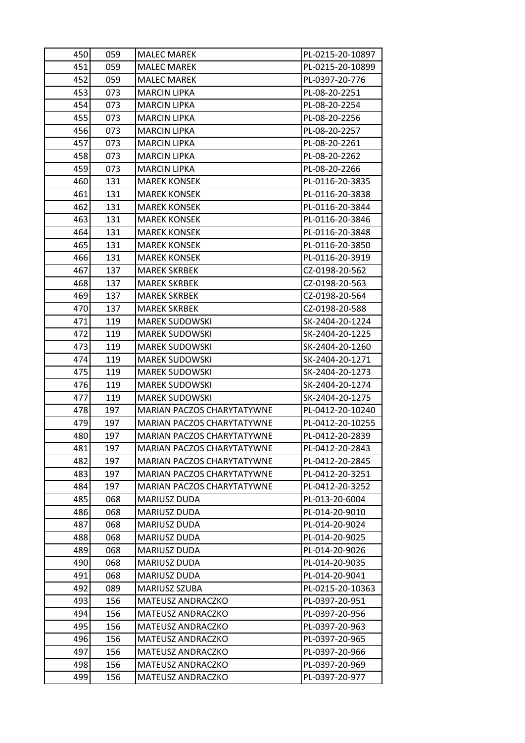| | | | |
|---|---|---|---|
| 450 | 059 | MALEC MAREK | PL-0215-20-10897 |
| 451 | 059 | MALEC MAREK | PL-0215-20-10899 |
| 452 | 059 | MALEC MAREK | PL-0397-20-776 |
| 453 | 073 | MARCIN LIPKA | PL-08-20-2251 |
| 454 | 073 | MARCIN LIPKA | PL-08-20-2254 |
| 455 | 073 | MARCIN LIPKA | PL-08-20-2256 |
| 456 | 073 | MARCIN LIPKA | PL-08-20-2257 |
| 457 | 073 | MARCIN LIPKA | PL-08-20-2261 |
| 458 | 073 | MARCIN LIPKA | PL-08-20-2262 |
| 459 | 073 | MARCIN LIPKA | PL-08-20-2266 |
| 460 | 131 | MAREK KONSEK | PL-0116-20-3835 |
| 461 | 131 | MAREK KONSEK | PL-0116-20-3838 |
| 462 | 131 | MAREK KONSEK | PL-0116-20-3844 |
| 463 | 131 | MAREK KONSEK | PL-0116-20-3846 |
| 464 | 131 | MAREK KONSEK | PL-0116-20-3848 |
| 465 | 131 | MAREK KONSEK | PL-0116-20-3850 |
| 466 | 131 | MAREK KONSEK | PL-0116-20-3919 |
| 467 | 137 | MAREK SKRBEK | CZ-0198-20-562 |
| 468 | 137 | MAREK SKRBEK | CZ-0198-20-563 |
| 469 | 137 | MAREK SKRBEK | CZ-0198-20-564 |
| 470 | 137 | MAREK SKRBEK | CZ-0198-20-588 |
| 471 | 119 | MAREK SUDOWSKI | SK-2404-20-1224 |
| 472 | 119 | MAREK SUDOWSKI | SK-2404-20-1225 |
| 473 | 119 | MAREK SUDOWSKI | SK-2404-20-1260 |
| 474 | 119 | MAREK SUDOWSKI | SK-2404-20-1271 |
| 475 | 119 | MAREK SUDOWSKI | SK-2404-20-1273 |
| 476 | 119 | MAREK SUDOWSKI | SK-2404-20-1274 |
| 477 | 119 | MAREK SUDOWSKI | SK-2404-20-1275 |
| 478 | 197 | MARIAN PACZOS CHARYTATYWNE | PL-0412-20-10240 |
| 479 | 197 | MARIAN PACZOS CHARYTATYWNE | PL-0412-20-10255 |
| 480 | 197 | MARIAN PACZOS CHARYTATYWNE | PL-0412-20-2839 |
| 481 | 197 | MARIAN PACZOS CHARYTATYWNE | PL-0412-20-2843 |
| 482 | 197 | MARIAN PACZOS CHARYTATYWNE | PL-0412-20-2845 |
| 483 | 197 | MARIAN PACZOS CHARYTATYWNE | PL-0412-20-3251 |
| 484 | 197 | MARIAN PACZOS CHARYTATYWNE | PL-0412-20-3252 |
| 485 | 068 | MARIUSZ DUDA | PL-013-20-6004 |
| 486 | 068 | MARIUSZ DUDA | PL-014-20-9010 |
| 487 | 068 | MARIUSZ DUDA | PL-014-20-9024 |
| 488 | 068 | MARIUSZ DUDA | PL-014-20-9025 |
| 489 | 068 | MARIUSZ DUDA | PL-014-20-9026 |
| 490 | 068 | MARIUSZ DUDA | PL-014-20-9035 |
| 491 | 068 | MARIUSZ DUDA | PL-014-20-9041 |
| 492 | 089 | MARIUSZ SZUBA | PL-0215-20-10363 |
| 493 | 156 | MATEUSZ ANDRACZKO | PL-0397-20-951 |
| 494 | 156 | MATEUSZ ANDRACZKO | PL-0397-20-956 |
| 495 | 156 | MATEUSZ ANDRACZKO | PL-0397-20-963 |
| 496 | 156 | MATEUSZ ANDRACZKO | PL-0397-20-965 |
| 497 | 156 | MATEUSZ ANDRACZKO | PL-0397-20-966 |
| 498 | 156 | MATEUSZ ANDRACZKO | PL-0397-20-969 |
| 499 | 156 | MATEUSZ ANDRACZKO | PL-0397-20-977 |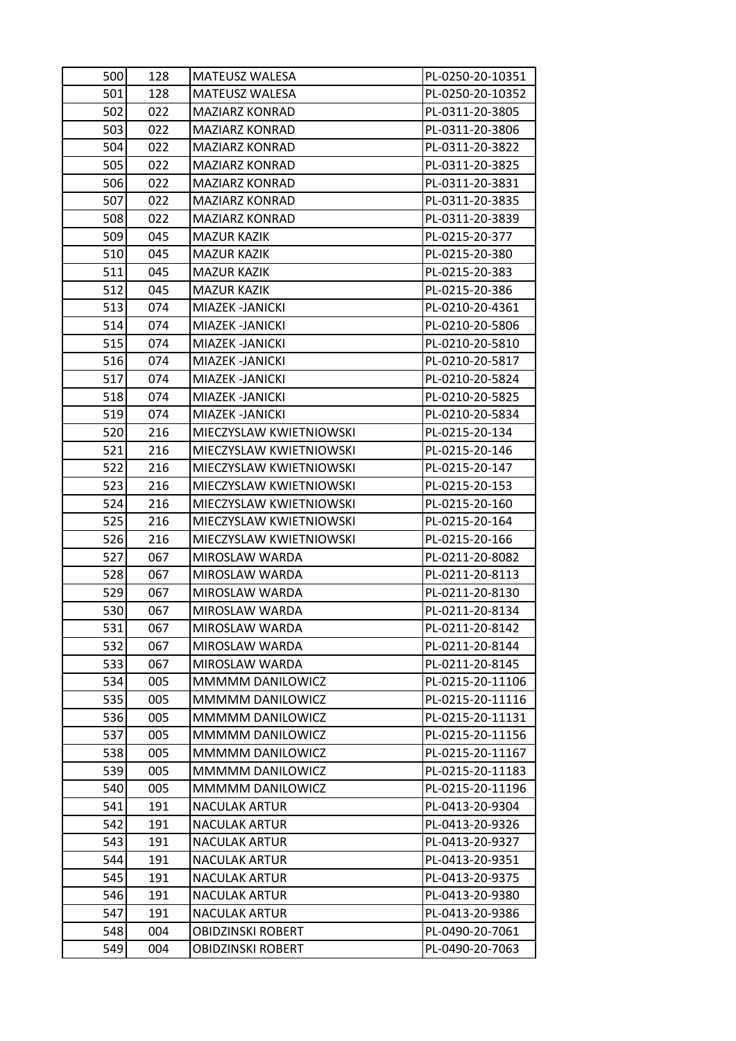| 500 | 128 | MATEUSZ WALESA | PL-0250-20-10351 |
|---|---|---|---|
| 501 | 128 | MATEUSZ WALESA | PL-0250-20-10352 |
| 502 | 022 | MAZIARZ KONRAD | PL-0311-20-3805 |
| 503 | 022 | MAZIARZ KONRAD | PL-0311-20-3806 |
| 504 | 022 | MAZIARZ KONRAD | PL-0311-20-3822 |
| 505 | 022 | MAZIARZ KONRAD | PL-0311-20-3825 |
| 506 | 022 | MAZIARZ KONRAD | PL-0311-20-3831 |
| 507 | 022 | MAZIARZ KONRAD | PL-0311-20-3835 |
| 508 | 022 | MAZIARZ KONRAD | PL-0311-20-3839 |
| 509 | 045 | MAZUR KAZIK | PL-0215-20-377 |
| 510 | 045 | MAZUR KAZIK | PL-0215-20-380 |
| 511 | 045 | MAZUR KAZIK | PL-0215-20-383 |
| 512 | 045 | MAZUR KAZIK | PL-0215-20-386 |
| 513 | 074 | MIAZEK -JANICKI | PL-0210-20-4361 |
| 514 | 074 | MIAZEK -JANICKI | PL-0210-20-5806 |
| 515 | 074 | MIAZEK -JANICKI | PL-0210-20-5810 |
| 516 | 074 | MIAZEK -JANICKI | PL-0210-20-5817 |
| 517 | 074 | MIAZEK -JANICKI | PL-0210-20-5824 |
| 518 | 074 | MIAZEK -JANICKI | PL-0210-20-5825 |
| 519 | 074 | MIAZEK -JANICKI | PL-0210-20-5834 |
| 520 | 216 | MIECZYSLAW KWIETNIOWSKI | PL-0215-20-134 |
| 521 | 216 | MIECZYSLAW KWIETNIOWSKI | PL-0215-20-146 |
| 522 | 216 | MIECZYSLAW KWIETNIOWSKI | PL-0215-20-147 |
| 523 | 216 | MIECZYSLAW KWIETNIOWSKI | PL-0215-20-153 |
| 524 | 216 | MIECZYSLAW KWIETNIOWSKI | PL-0215-20-160 |
| 525 | 216 | MIECZYSLAW KWIETNIOWSKI | PL-0215-20-164 |
| 526 | 216 | MIECZYSLAW KWIETNIOWSKI | PL-0215-20-166 |
| 527 | 067 | MIROSLAW WARDA | PL-0211-20-8082 |
| 528 | 067 | MIROSLAW WARDA | PL-0211-20-8113 |
| 529 | 067 | MIROSLAW WARDA | PL-0211-20-8130 |
| 530 | 067 | MIROSLAW WARDA | PL-0211-20-8134 |
| 531 | 067 | MIROSLAW WARDA | PL-0211-20-8142 |
| 532 | 067 | MIROSLAW WARDA | PL-0211-20-8144 |
| 533 | 067 | MIROSLAW WARDA | PL-0211-20-8145 |
| 534 | 005 | MMMMM DANILOWICZ | PL-0215-20-11106 |
| 535 | 005 | MMMMM DANILOWICZ | PL-0215-20-11116 |
| 536 | 005 | MMMMM DANILOWICZ | PL-0215-20-11131 |
| 537 | 005 | MMMMM DANILOWICZ | PL-0215-20-11156 |
| 538 | 005 | MMMMM DANILOWICZ | PL-0215-20-11167 |
| 539 | 005 | MMMMM DANILOWICZ | PL-0215-20-11183 |
| 540 | 005 | MMMMM DANILOWICZ | PL-0215-20-11196 |
| 541 | 191 | NACULAK ARTUR | PL-0413-20-9304 |
| 542 | 191 | NACULAK ARTUR | PL-0413-20-9326 |
| 543 | 191 | NACULAK ARTUR | PL-0413-20-9327 |
| 544 | 191 | NACULAK ARTUR | PL-0413-20-9351 |
| 545 | 191 | NACULAK ARTUR | PL-0413-20-9375 |
| 546 | 191 | NACULAK ARTUR | PL-0413-20-9380 |
| 547 | 191 | NACULAK ARTUR | PL-0413-20-9386 |
| 548 | 004 | OBIDZINSKI ROBERT | PL-0490-20-7061 |
| 549 | 004 | OBIDZINSKI ROBERT | PL-0490-20-7063 |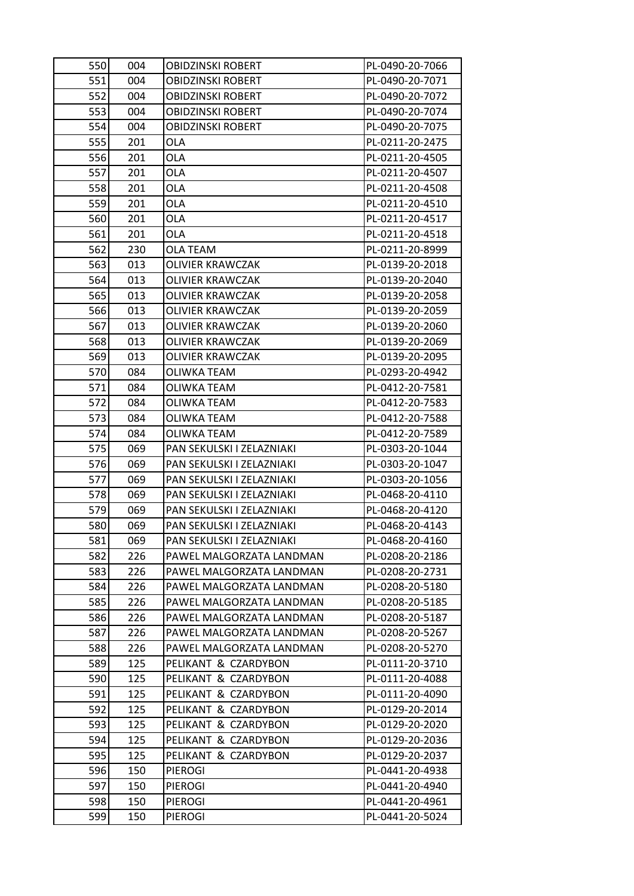| 550 | 004 | OBIDZINSKI ROBERT | PL-0490-20-7066 |
|---|---|---|---|
| 551 | 004 | OBIDZINSKI ROBERT | PL-0490-20-7071 |
| 552 | 004 | OBIDZINSKI ROBERT | PL-0490-20-7072 |
| 553 | 004 | OBIDZINSKI ROBERT | PL-0490-20-7074 |
| 554 | 004 | OBIDZINSKI ROBERT | PL-0490-20-7075 |
| 555 | 201 | OLA | PL-0211-20-2475 |
| 556 | 201 | OLA | PL-0211-20-4505 |
| 557 | 201 | OLA | PL-0211-20-4507 |
| 558 | 201 | OLA | PL-0211-20-4508 |
| 559 | 201 | OLA | PL-0211-20-4510 |
| 560 | 201 | OLA | PL-0211-20-4517 |
| 561 | 201 | OLA | PL-0211-20-4518 |
| 562 | 230 | OLA TEAM | PL-0211-20-8999 |
| 563 | 013 | OLIVIER KRAWCZAK | PL-0139-20-2018 |
| 564 | 013 | OLIVIER KRAWCZAK | PL-0139-20-2040 |
| 565 | 013 | OLIVIER KRAWCZAK | PL-0139-20-2058 |
| 566 | 013 | OLIVIER KRAWCZAK | PL-0139-20-2059 |
| 567 | 013 | OLIVIER KRAWCZAK | PL-0139-20-2060 |
| 568 | 013 | OLIVIER KRAWCZAK | PL-0139-20-2069 |
| 569 | 013 | OLIVIER KRAWCZAK | PL-0139-20-2095 |
| 570 | 084 | OLIWKA TEAM | PL-0293-20-4942 |
| 571 | 084 | OLIWKA TEAM | PL-0412-20-7581 |
| 572 | 084 | OLIWKA TEAM | PL-0412-20-7583 |
| 573 | 084 | OLIWKA TEAM | PL-0412-20-7588 |
| 574 | 084 | OLIWKA TEAM | PL-0412-20-7589 |
| 575 | 069 | PAN SEKULSKI I ZELAZNIAKI | PL-0303-20-1044 |
| 576 | 069 | PAN SEKULSKI I ZELAZNIAKI | PL-0303-20-1047 |
| 577 | 069 | PAN SEKULSKI I ZELAZNIAKI | PL-0303-20-1056 |
| 578 | 069 | PAN SEKULSKI I ZELAZNIAKI | PL-0468-20-4110 |
| 579 | 069 | PAN SEKULSKI I ZELAZNIAKI | PL-0468-20-4120 |
| 580 | 069 | PAN SEKULSKI I ZELAZNIAKI | PL-0468-20-4143 |
| 581 | 069 | PAN SEKULSKI I ZELAZNIAKI | PL-0468-20-4160 |
| 582 | 226 | PAWEL MALGORZATA LANDMAN | PL-0208-20-2186 |
| 583 | 226 | PAWEL MALGORZATA LANDMAN | PL-0208-20-2731 |
| 584 | 226 | PAWEL MALGORZATA LANDMAN | PL-0208-20-5180 |
| 585 | 226 | PAWEL MALGORZATA LANDMAN | PL-0208-20-5185 |
| 586 | 226 | PAWEL MALGORZATA LANDMAN | PL-0208-20-5187 |
| 587 | 226 | PAWEL MALGORZATA LANDMAN | PL-0208-20-5267 |
| 588 | 226 | PAWEL MALGORZATA LANDMAN | PL-0208-20-5270 |
| 589 | 125 | PELIKANT & CZARDYBON | PL-0111-20-3710 |
| 590 | 125 | PELIKANT & CZARDYBON | PL-0111-20-4088 |
| 591 | 125 | PELIKANT & CZARDYBON | PL-0111-20-4090 |
| 592 | 125 | PELIKANT & CZARDYBON | PL-0129-20-2014 |
| 593 | 125 | PELIKANT & CZARDYBON | PL-0129-20-2020 |
| 594 | 125 | PELIKANT & CZARDYBON | PL-0129-20-2036 |
| 595 | 125 | PELIKANT & CZARDYBON | PL-0129-20-2037 |
| 596 | 150 | PIEROGI | PL-0441-20-4938 |
| 597 | 150 | PIEROGI | PL-0441-20-4940 |
| 598 | 150 | PIEROGI | PL-0441-20-4961 |
| 599 | 150 | PIEROGI | PL-0441-20-5024 |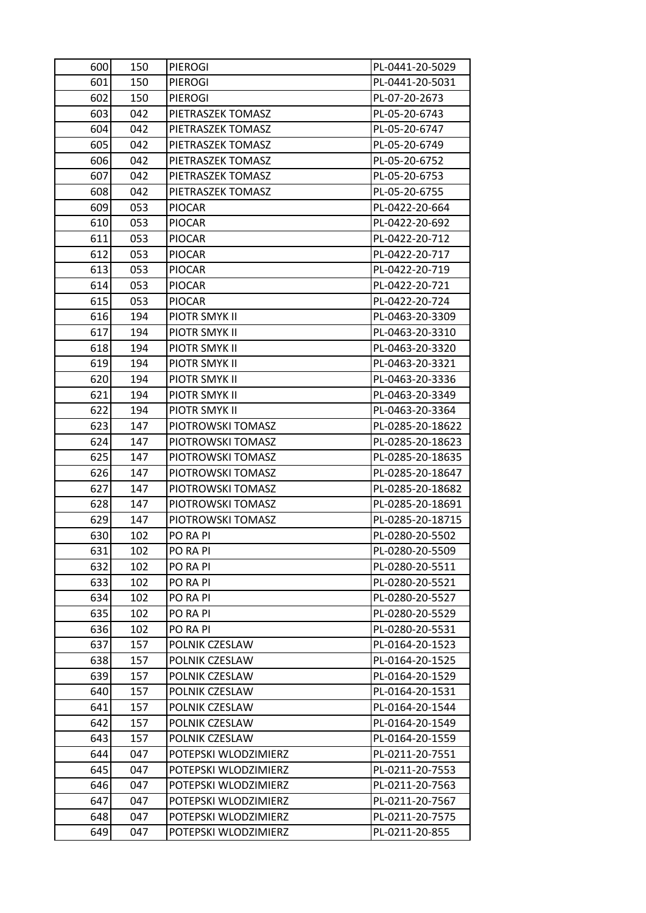| 600 | 150 | PIEROGI | PL-0441-20-5029 |
|---|---|---|---|
| 601 | 150 | PIEROGI | PL-0441-20-5031 |
| 602 | 150 | PIEROGI | PL-07-20-2673 |
| 603 | 042 | PIETRASZEK TOMASZ | PL-05-20-6743 |
| 604 | 042 | PIETRASZEK TOMASZ | PL-05-20-6747 |
| 605 | 042 | PIETRASZEK TOMASZ | PL-05-20-6749 |
| 606 | 042 | PIETRASZEK TOMASZ | PL-05-20-6752 |
| 607 | 042 | PIETRASZEK TOMASZ | PL-05-20-6753 |
| 608 | 042 | PIETRASZEK TOMASZ | PL-05-20-6755 |
| 609 | 053 | PIOCAR | PL-0422-20-664 |
| 610 | 053 | PIOCAR | PL-0422-20-692 |
| 611 | 053 | PIOCAR | PL-0422-20-712 |
| 612 | 053 | PIOCAR | PL-0422-20-717 |
| 613 | 053 | PIOCAR | PL-0422-20-719 |
| 614 | 053 | PIOCAR | PL-0422-20-721 |
| 615 | 053 | PIOCAR | PL-0422-20-724 |
| 616 | 194 | PIOTR SMYK II | PL-0463-20-3309 |
| 617 | 194 | PIOTR SMYK II | PL-0463-20-3310 |
| 618 | 194 | PIOTR SMYK II | PL-0463-20-3320 |
| 619 | 194 | PIOTR SMYK II | PL-0463-20-3321 |
| 620 | 194 | PIOTR SMYK II | PL-0463-20-3336 |
| 621 | 194 | PIOTR SMYK II | PL-0463-20-3349 |
| 622 | 194 | PIOTR SMYK II | PL-0463-20-3364 |
| 623 | 147 | PIOTROWSKI TOMASZ | PL-0285-20-18622 |
| 624 | 147 | PIOTROWSKI TOMASZ | PL-0285-20-18623 |
| 625 | 147 | PIOTROWSKI TOMASZ | PL-0285-20-18635 |
| 626 | 147 | PIOTROWSKI TOMASZ | PL-0285-20-18647 |
| 627 | 147 | PIOTROWSKI TOMASZ | PL-0285-20-18682 |
| 628 | 147 | PIOTROWSKI TOMASZ | PL-0285-20-18691 |
| 629 | 147 | PIOTROWSKI TOMASZ | PL-0285-20-18715 |
| 630 | 102 | PO RA PI | PL-0280-20-5502 |
| 631 | 102 | PO RA PI | PL-0280-20-5509 |
| 632 | 102 | PO RA PI | PL-0280-20-5511 |
| 633 | 102 | PO RA PI | PL-0280-20-5521 |
| 634 | 102 | PO RA PI | PL-0280-20-5527 |
| 635 | 102 | PO RA PI | PL-0280-20-5529 |
| 636 | 102 | PO RA PI | PL-0280-20-5531 |
| 637 | 157 | POLNIK CZESLAW | PL-0164-20-1523 |
| 638 | 157 | POLNIK CZESLAW | PL-0164-20-1525 |
| 639 | 157 | POLNIK CZESLAW | PL-0164-20-1529 |
| 640 | 157 | POLNIK CZESLAW | PL-0164-20-1531 |
| 641 | 157 | POLNIK CZESLAW | PL-0164-20-1544 |
| 642 | 157 | POLNIK CZESLAW | PL-0164-20-1549 |
| 643 | 157 | POLNIK CZESLAW | PL-0164-20-1559 |
| 644 | 047 | POTEPSKI WLODZIMIERZ | PL-0211-20-7551 |
| 645 | 047 | POTEPSKI WLODZIMIERZ | PL-0211-20-7553 |
| 646 | 047 | POTEPSKI WLODZIMIERZ | PL-0211-20-7563 |
| 647 | 047 | POTEPSKI WLODZIMIERZ | PL-0211-20-7567 |
| 648 | 047 | POTEPSKI WLODZIMIERZ | PL-0211-20-7575 |
| 649 | 047 | POTEPSKI WLODZIMIERZ | PL-0211-20-855 |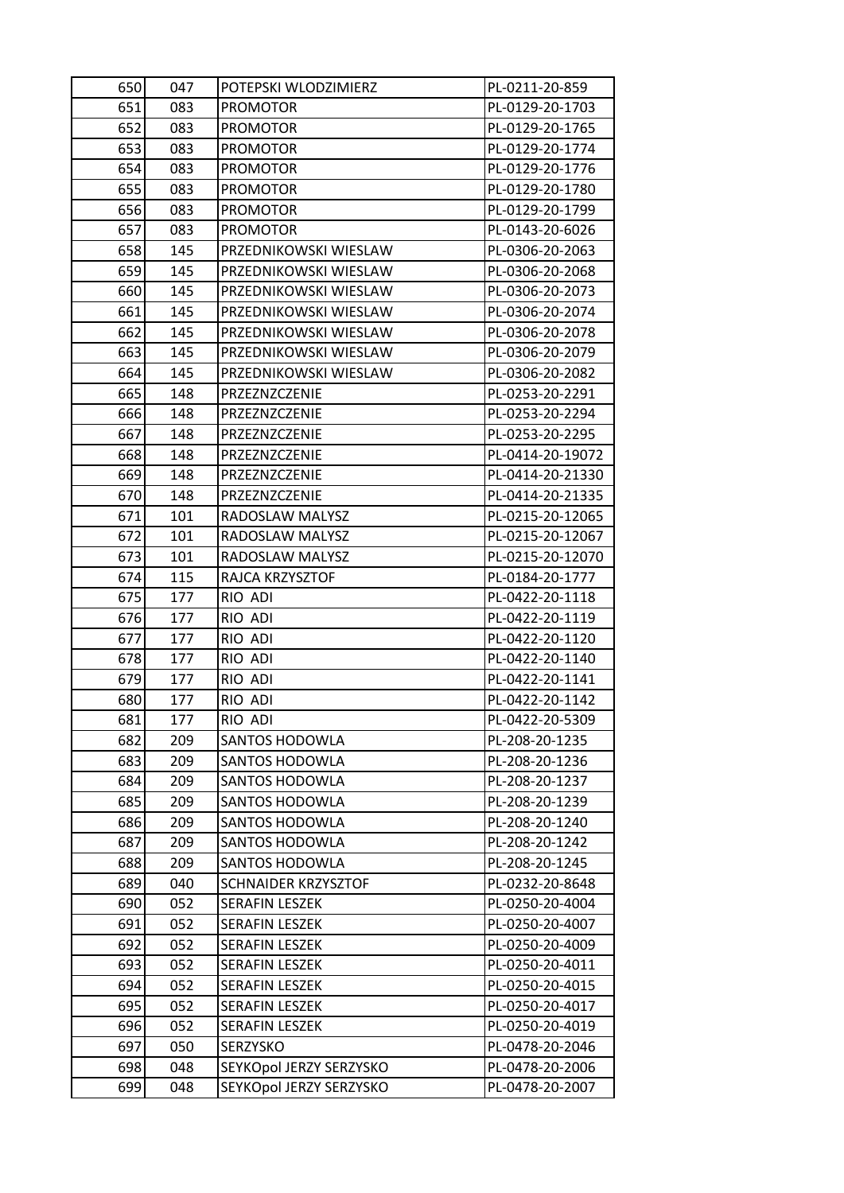| | | | |
|---|---|---|---|
| 650 | 047 | POTEPSKI WLODZIMIERZ | PL-0211-20-859 |
| 651 | 083 | PROMOTOR | PL-0129-20-1703 |
| 652 | 083 | PROMOTOR | PL-0129-20-1765 |
| 653 | 083 | PROMOTOR | PL-0129-20-1774 |
| 654 | 083 | PROMOTOR | PL-0129-20-1776 |
| 655 | 083 | PROMOTOR | PL-0129-20-1780 |
| 656 | 083 | PROMOTOR | PL-0129-20-1799 |
| 657 | 083 | PROMOTOR | PL-0143-20-6026 |
| 658 | 145 | PRZEDNIKOWSKI WIESLAW | PL-0306-20-2063 |
| 659 | 145 | PRZEDNIKOWSKI WIESLAW | PL-0306-20-2068 |
| 660 | 145 | PRZEDNIKOWSKI WIESLAW | PL-0306-20-2073 |
| 661 | 145 | PRZEDNIKOWSKI WIESLAW | PL-0306-20-2074 |
| 662 | 145 | PRZEDNIKOWSKI WIESLAW | PL-0306-20-2078 |
| 663 | 145 | PRZEDNIKOWSKI WIESLAW | PL-0306-20-2079 |
| 664 | 145 | PRZEDNIKOWSKI WIESLAW | PL-0306-20-2082 |
| 665 | 148 | PRZEZNZCZENIE | PL-0253-20-2291 |
| 666 | 148 | PRZEZNZCZENIE | PL-0253-20-2294 |
| 667 | 148 | PRZEZNZCZENIE | PL-0253-20-2295 |
| 668 | 148 | PRZEZNZCZENIE | PL-0414-20-19072 |
| 669 | 148 | PRZEZNZCZENIE | PL-0414-20-21330 |
| 670 | 148 | PRZEZNZCZENIE | PL-0414-20-21335 |
| 671 | 101 | RADOSLAW MALYSZ | PL-0215-20-12065 |
| 672 | 101 | RADOSLAW MALYSZ | PL-0215-20-12067 |
| 673 | 101 | RADOSLAW MALYSZ | PL-0215-20-12070 |
| 674 | 115 | RAJCA KRZYSZTOF | PL-0184-20-1777 |
| 675 | 177 | RIO ADI | PL-0422-20-1118 |
| 676 | 177 | RIO ADI | PL-0422-20-1119 |
| 677 | 177 | RIO ADI | PL-0422-20-1120 |
| 678 | 177 | RIO ADI | PL-0422-20-1140 |
| 679 | 177 | RIO ADI | PL-0422-20-1141 |
| 680 | 177 | RIO ADI | PL-0422-20-1142 |
| 681 | 177 | RIO ADI | PL-0422-20-5309 |
| 682 | 209 | SANTOS HODOWLA | PL-208-20-1235 |
| 683 | 209 | SANTOS HODOWLA | PL-208-20-1236 |
| 684 | 209 | SANTOS HODOWLA | PL-208-20-1237 |
| 685 | 209 | SANTOS HODOWLA | PL-208-20-1239 |
| 686 | 209 | SANTOS HODOWLA | PL-208-20-1240 |
| 687 | 209 | SANTOS HODOWLA | PL-208-20-1242 |
| 688 | 209 | SANTOS HODOWLA | PL-208-20-1245 |
| 689 | 040 | SCHNAIDER KRZYSZTOF | PL-0232-20-8648 |
| 690 | 052 | SERAFIN LESZEK | PL-0250-20-4004 |
| 691 | 052 | SERAFIN LESZEK | PL-0250-20-4007 |
| 692 | 052 | SERAFIN LESZEK | PL-0250-20-4009 |
| 693 | 052 | SERAFIN LESZEK | PL-0250-20-4011 |
| 694 | 052 | SERAFIN LESZEK | PL-0250-20-4015 |
| 695 | 052 | SERAFIN LESZEK | PL-0250-20-4017 |
| 696 | 052 | SERAFIN LESZEK | PL-0250-20-4019 |
| 697 | 050 | SERZYSKO | PL-0478-20-2046 |
| 698 | 048 | SEYKOpol JERZY SERZYSKO | PL-0478-20-2006 |
| 699 | 048 | SEYKOpol JERZY SERZYSKO | PL-0478-20-2007 |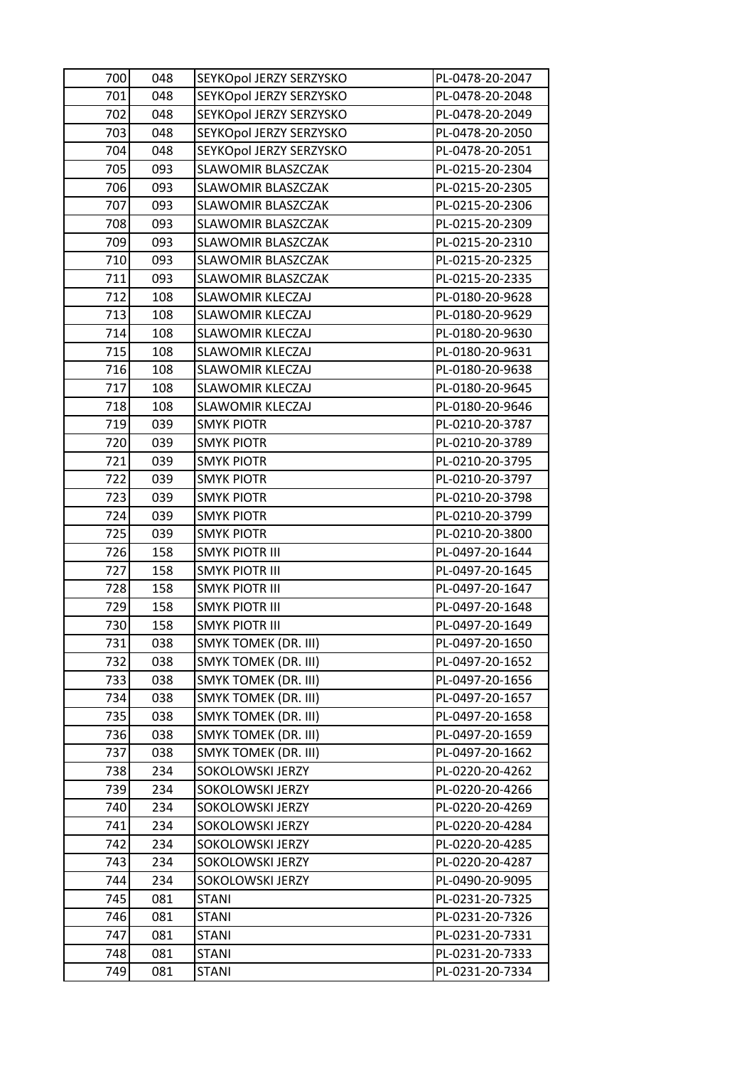| | | | |
|---|---|---|---|
| 700 | 048 | SEYKOpol JERZY SERZYSKO | PL-0478-20-2047 |
| 701 | 048 | SEYKOpol JERZY SERZYSKO | PL-0478-20-2048 |
| 702 | 048 | SEYKOpol JERZY SERZYSKO | PL-0478-20-2049 |
| 703 | 048 | SEYKOpol JERZY SERZYSKO | PL-0478-20-2050 |
| 704 | 048 | SEYKOpol JERZY SERZYSKO | PL-0478-20-2051 |
| 705 | 093 | SLAWOMIR BLASZCZAK | PL-0215-20-2304 |
| 706 | 093 | SLAWOMIR BLASZCZAK | PL-0215-20-2305 |
| 707 | 093 | SLAWOMIR BLASZCZAK | PL-0215-20-2306 |
| 708 | 093 | SLAWOMIR BLASZCZAK | PL-0215-20-2309 |
| 709 | 093 | SLAWOMIR BLASZCZAK | PL-0215-20-2310 |
| 710 | 093 | SLAWOMIR BLASZCZAK | PL-0215-20-2325 |
| 711 | 093 | SLAWOMIR BLASZCZAK | PL-0215-20-2335 |
| 712 | 108 | SLAWOMIR KLECZAJ | PL-0180-20-9628 |
| 713 | 108 | SLAWOMIR KLECZAJ | PL-0180-20-9629 |
| 714 | 108 | SLAWOMIR KLECZAJ | PL-0180-20-9630 |
| 715 | 108 | SLAWOMIR KLECZAJ | PL-0180-20-9631 |
| 716 | 108 | SLAWOMIR KLECZAJ | PL-0180-20-9638 |
| 717 | 108 | SLAWOMIR KLECZAJ | PL-0180-20-9645 |
| 718 | 108 | SLAWOMIR KLECZAJ | PL-0180-20-9646 |
| 719 | 039 | SMYK PIOTR | PL-0210-20-3787 |
| 720 | 039 | SMYK PIOTR | PL-0210-20-3789 |
| 721 | 039 | SMYK PIOTR | PL-0210-20-3795 |
| 722 | 039 | SMYK PIOTR | PL-0210-20-3797 |
| 723 | 039 | SMYK PIOTR | PL-0210-20-3798 |
| 724 | 039 | SMYK PIOTR | PL-0210-20-3799 |
| 725 | 039 | SMYK PIOTR | PL-0210-20-3800 |
| 726 | 158 | SMYK PIOTR III | PL-0497-20-1644 |
| 727 | 158 | SMYK PIOTR III | PL-0497-20-1645 |
| 728 | 158 | SMYK PIOTR III | PL-0497-20-1647 |
| 729 | 158 | SMYK PIOTR III | PL-0497-20-1648 |
| 730 | 158 | SMYK PIOTR III | PL-0497-20-1649 |
| 731 | 038 | SMYK TOMEK (DR. III) | PL-0497-20-1650 |
| 732 | 038 | SMYK TOMEK (DR. III) | PL-0497-20-1652 |
| 733 | 038 | SMYK TOMEK (DR. III) | PL-0497-20-1656 |
| 734 | 038 | SMYK TOMEK (DR. III) | PL-0497-20-1657 |
| 735 | 038 | SMYK TOMEK (DR. III) | PL-0497-20-1658 |
| 736 | 038 | SMYK TOMEK (DR. III) | PL-0497-20-1659 |
| 737 | 038 | SMYK TOMEK (DR. III) | PL-0497-20-1662 |
| 738 | 234 | SOKOLOWSKI JERZY | PL-0220-20-4262 |
| 739 | 234 | SOKOLOWSKI JERZY | PL-0220-20-4266 |
| 740 | 234 | SOKOLOWSKI JERZY | PL-0220-20-4269 |
| 741 | 234 | SOKOLOWSKI JERZY | PL-0220-20-4284 |
| 742 | 234 | SOKOLOWSKI JERZY | PL-0220-20-4285 |
| 743 | 234 | SOKOLOWSKI JERZY | PL-0220-20-4287 |
| 744 | 234 | SOKOLOWSKI JERZY | PL-0490-20-9095 |
| 745 | 081 | STANI | PL-0231-20-7325 |
| 746 | 081 | STANI | PL-0231-20-7326 |
| 747 | 081 | STANI | PL-0231-20-7331 |
| 748 | 081 | STANI | PL-0231-20-7333 |
| 749 | 081 | STANI | PL-0231-20-7334 |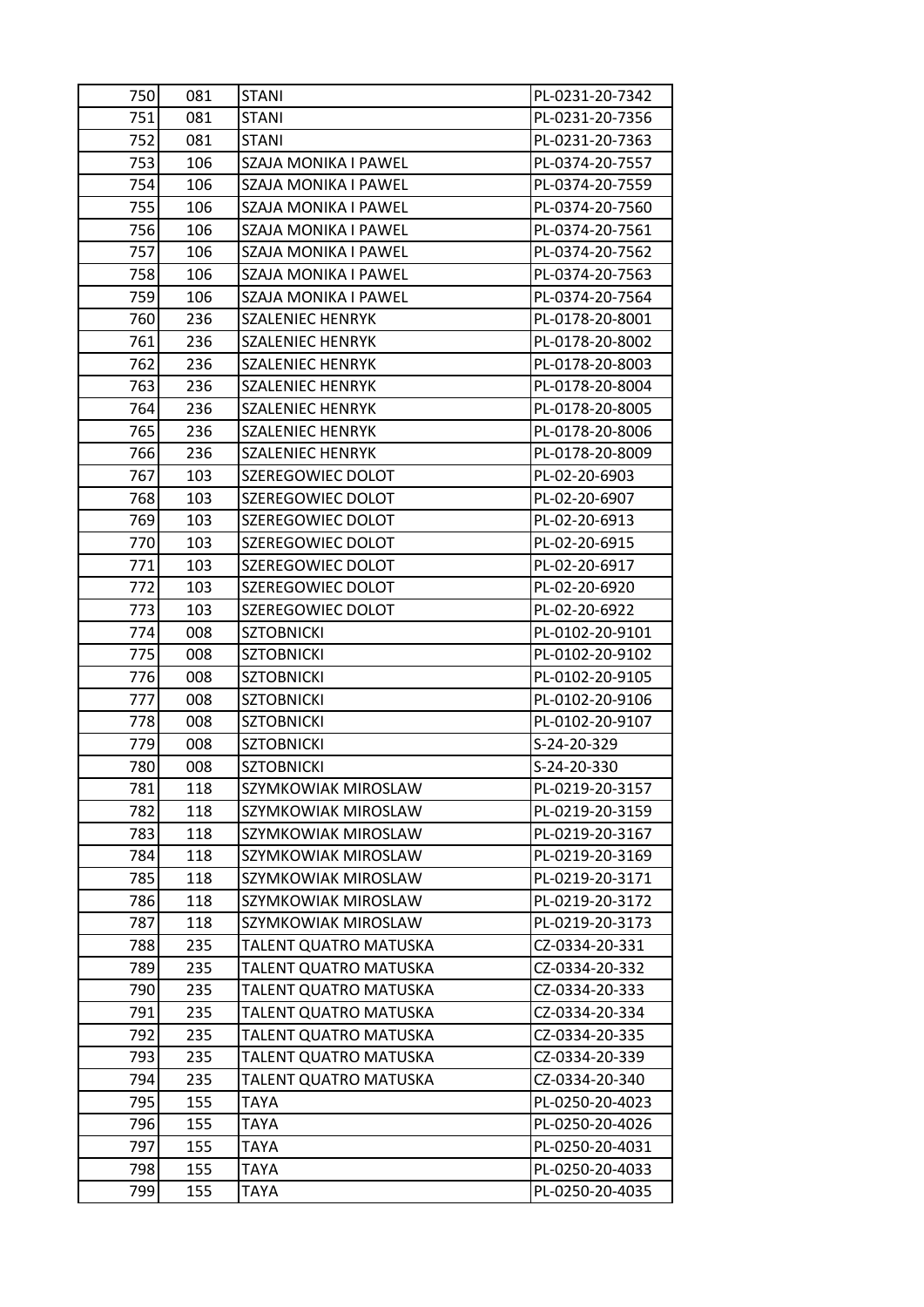| | | | |
|---|---|---|---|
| 750 | 081 | STANI | PL-0231-20-7342 |
| 751 | 081 | STANI | PL-0231-20-7356 |
| 752 | 081 | STANI | PL-0231-20-7363 |
| 753 | 106 | SZAJA MONIKA I PAWEL | PL-0374-20-7557 |
| 754 | 106 | SZAJA MONIKA I PAWEL | PL-0374-20-7559 |
| 755 | 106 | SZAJA MONIKA I PAWEL | PL-0374-20-7560 |
| 756 | 106 | SZAJA MONIKA I PAWEL | PL-0374-20-7561 |
| 757 | 106 | SZAJA MONIKA I PAWEL | PL-0374-20-7562 |
| 758 | 106 | SZAJA MONIKA I PAWEL | PL-0374-20-7563 |
| 759 | 106 | SZAJA MONIKA I PAWEL | PL-0374-20-7564 |
| 760 | 236 | SZALENIEC HENRYK | PL-0178-20-8001 |
| 761 | 236 | SZALENIEC HENRYK | PL-0178-20-8002 |
| 762 | 236 | SZALENIEC HENRYK | PL-0178-20-8003 |
| 763 | 236 | SZALENIEC HENRYK | PL-0178-20-8004 |
| 764 | 236 | SZALENIEC HENRYK | PL-0178-20-8005 |
| 765 | 236 | SZALENIEC HENRYK | PL-0178-20-8006 |
| 766 | 236 | SZALENIEC HENRYK | PL-0178-20-8009 |
| 767 | 103 | SZEREGOWIEC DOLOT | PL-02-20-6903 |
| 768 | 103 | SZEREGOWIEC DOLOT | PL-02-20-6907 |
| 769 | 103 | SZEREGOWIEC DOLOT | PL-02-20-6913 |
| 770 | 103 | SZEREGOWIEC DOLOT | PL-02-20-6915 |
| 771 | 103 | SZEREGOWIEC DOLOT | PL-02-20-6917 |
| 772 | 103 | SZEREGOWIEC DOLOT | PL-02-20-6920 |
| 773 | 103 | SZEREGOWIEC DOLOT | PL-02-20-6922 |
| 774 | 008 | SZTOBNICKI | PL-0102-20-9101 |
| 775 | 008 | SZTOBNICKI | PL-0102-20-9102 |
| 776 | 008 | SZTOBNICKI | PL-0102-20-9105 |
| 777 | 008 | SZTOBNICKI | PL-0102-20-9106 |
| 778 | 008 | SZTOBNICKI | PL-0102-20-9107 |
| 779 | 008 | SZTOBNICKI | S-24-20-329 |
| 780 | 008 | SZTOBNICKI | S-24-20-330 |
| 781 | 118 | SZYMKOWIAK MIROSLAW | PL-0219-20-3157 |
| 782 | 118 | SZYMKOWIAK MIROSLAW | PL-0219-20-3159 |
| 783 | 118 | SZYMKOWIAK MIROSLAW | PL-0219-20-3167 |
| 784 | 118 | SZYMKOWIAK MIROSLAW | PL-0219-20-3169 |
| 785 | 118 | SZYMKOWIAK MIROSLAW | PL-0219-20-3171 |
| 786 | 118 | SZYMKOWIAK MIROSLAW | PL-0219-20-3172 |
| 787 | 118 | SZYMKOWIAK MIROSLAW | PL-0219-20-3173 |
| 788 | 235 | TALENT QUATRO MATUSKA | CZ-0334-20-331 |
| 789 | 235 | TALENT QUATRO MATUSKA | CZ-0334-20-332 |
| 790 | 235 | TALENT QUATRO MATUSKA | CZ-0334-20-333 |
| 791 | 235 | TALENT QUATRO MATUSKA | CZ-0334-20-334 |
| 792 | 235 | TALENT QUATRO MATUSKA | CZ-0334-20-335 |
| 793 | 235 | TALENT QUATRO MATUSKA | CZ-0334-20-339 |
| 794 | 235 | TALENT QUATRO MATUSKA | CZ-0334-20-340 |
| 795 | 155 | TAYA | PL-0250-20-4023 |
| 796 | 155 | TAYA | PL-0250-20-4026 |
| 797 | 155 | TAYA | PL-0250-20-4031 |
| 798 | 155 | TAYA | PL-0250-20-4033 |
| 799 | 155 | TAYA | PL-0250-20-4035 |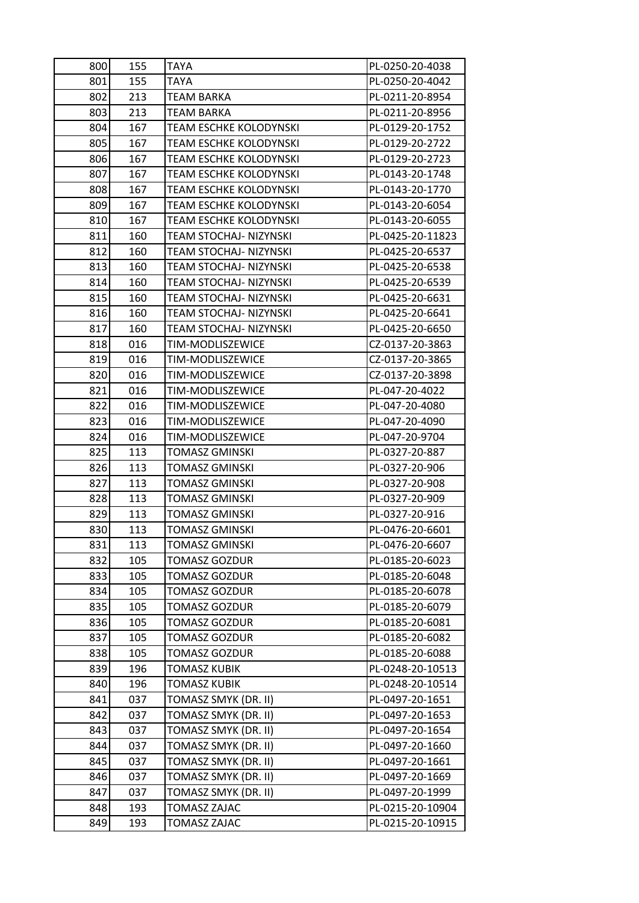| | | | |
|---|---|---|---|
| 800 | 155 | TAYA | PL-0250-20-4038 |
| 801 | 155 | TAYA | PL-0250-20-4042 |
| 802 | 213 | TEAM BARKA | PL-0211-20-8954 |
| 803 | 213 | TEAM BARKA | PL-0211-20-8956 |
| 804 | 167 | TEAM ESCHKE KOLODYNSKI | PL-0129-20-1752 |
| 805 | 167 | TEAM ESCHKE KOLODYNSKI | PL-0129-20-2722 |
| 806 | 167 | TEAM ESCHKE KOLODYNSKI | PL-0129-20-2723 |
| 807 | 167 | TEAM ESCHKE KOLODYNSKI | PL-0143-20-1748 |
| 808 | 167 | TEAM ESCHKE KOLODYNSKI | PL-0143-20-1770 |
| 809 | 167 | TEAM ESCHKE KOLODYNSKI | PL-0143-20-6054 |
| 810 | 167 | TEAM ESCHKE KOLODYNSKI | PL-0143-20-6055 |
| 811 | 160 | TEAM STOCHAJ- NIZYNSKI | PL-0425-20-11823 |
| 812 | 160 | TEAM STOCHAJ- NIZYNSKI | PL-0425-20-6537 |
| 813 | 160 | TEAM STOCHAJ- NIZYNSKI | PL-0425-20-6538 |
| 814 | 160 | TEAM STOCHAJ- NIZYNSKI | PL-0425-20-6539 |
| 815 | 160 | TEAM STOCHAJ- NIZYNSKI | PL-0425-20-6631 |
| 816 | 160 | TEAM STOCHAJ- NIZYNSKI | PL-0425-20-6641 |
| 817 | 160 | TEAM STOCHAJ- NIZYNSKI | PL-0425-20-6650 |
| 818 | 016 | TIM-MODLISZEWICE | CZ-0137-20-3863 |
| 819 | 016 | TIM-MODLISZEWICE | CZ-0137-20-3865 |
| 820 | 016 | TIM-MODLISZEWICE | CZ-0137-20-3898 |
| 821 | 016 | TIM-MODLISZEWICE | PL-047-20-4022 |
| 822 | 016 | TIM-MODLISZEWICE | PL-047-20-4080 |
| 823 | 016 | TIM-MODLISZEWICE | PL-047-20-4090 |
| 824 | 016 | TIM-MODLISZEWICE | PL-047-20-9704 |
| 825 | 113 | TOMASZ GMINSKI | PL-0327-20-887 |
| 826 | 113 | TOMASZ GMINSKI | PL-0327-20-906 |
| 827 | 113 | TOMASZ GMINSKI | PL-0327-20-908 |
| 828 | 113 | TOMASZ GMINSKI | PL-0327-20-909 |
| 829 | 113 | TOMASZ GMINSKI | PL-0327-20-916 |
| 830 | 113 | TOMASZ GMINSKI | PL-0476-20-6601 |
| 831 | 113 | TOMASZ GMINSKI | PL-0476-20-6607 |
| 832 | 105 | TOMASZ GOZDUR | PL-0185-20-6023 |
| 833 | 105 | TOMASZ GOZDUR | PL-0185-20-6048 |
| 834 | 105 | TOMASZ GOZDUR | PL-0185-20-6078 |
| 835 | 105 | TOMASZ GOZDUR | PL-0185-20-6079 |
| 836 | 105 | TOMASZ GOZDUR | PL-0185-20-6081 |
| 837 | 105 | TOMASZ GOZDUR | PL-0185-20-6082 |
| 838 | 105 | TOMASZ GOZDUR | PL-0185-20-6088 |
| 839 | 196 | TOMASZ KUBIK | PL-0248-20-10513 |
| 840 | 196 | TOMASZ KUBIK | PL-0248-20-10514 |
| 841 | 037 | TOMASZ SMYK (DR. II) | PL-0497-20-1651 |
| 842 | 037 | TOMASZ SMYK (DR. II) | PL-0497-20-1653 |
| 843 | 037 | TOMASZ SMYK (DR. II) | PL-0497-20-1654 |
| 844 | 037 | TOMASZ SMYK (DR. II) | PL-0497-20-1660 |
| 845 | 037 | TOMASZ SMYK (DR. II) | PL-0497-20-1661 |
| 846 | 037 | TOMASZ SMYK (DR. II) | PL-0497-20-1669 |
| 847 | 037 | TOMASZ SMYK (DR. II) | PL-0497-20-1999 |
| 848 | 193 | TOMASZ ZAJAC | PL-0215-20-10904 |
| 849 | 193 | TOMASZ ZAJAC | PL-0215-20-10915 |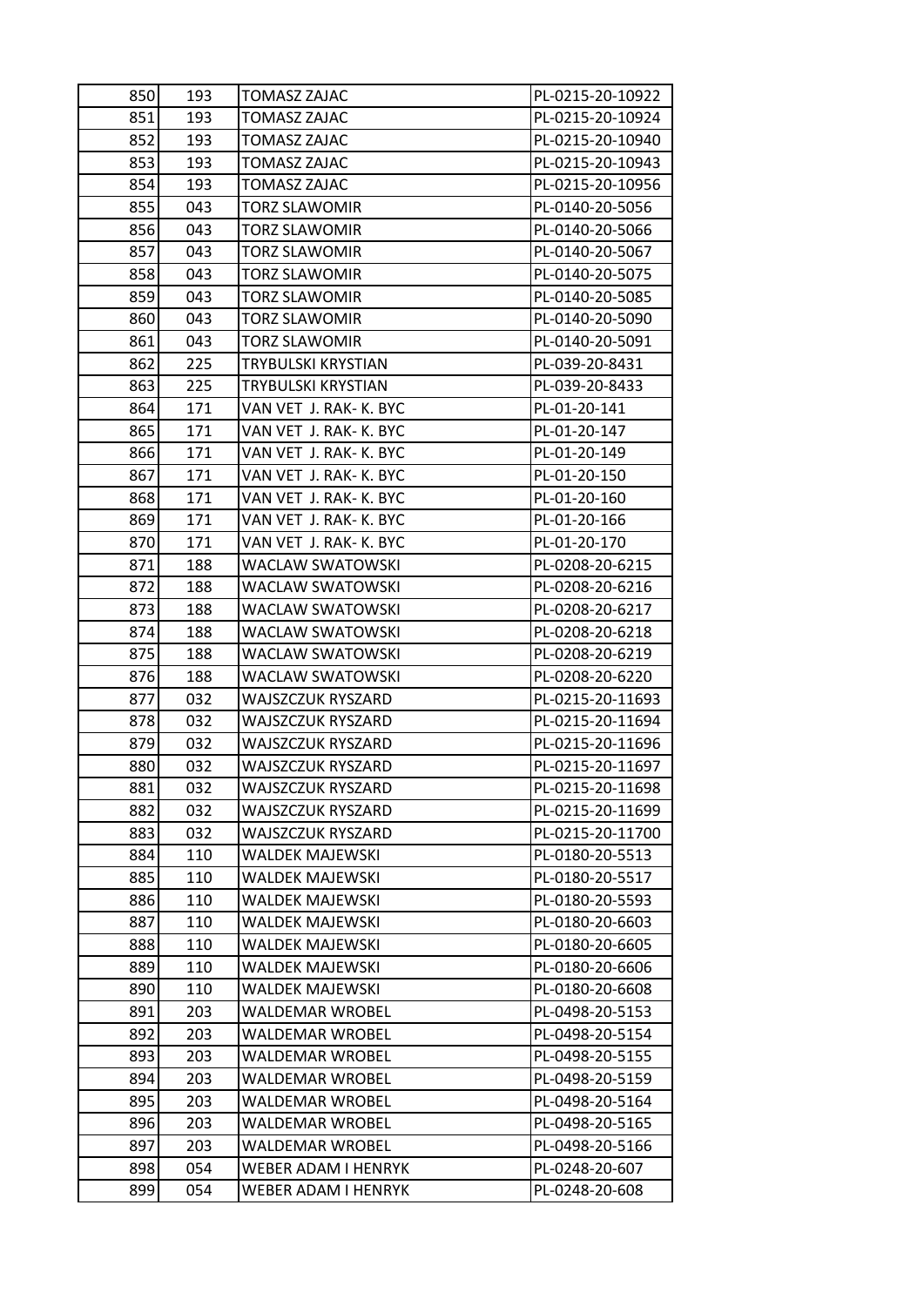| 850 | 193 | TOMASZ ZAJAC | PL-0215-20-10922 |
|---|---|---|---|
| 851 | 193 | TOMASZ ZAJAC | PL-0215-20-10924 |
| 852 | 193 | TOMASZ ZAJAC | PL-0215-20-10940 |
| 853 | 193 | TOMASZ ZAJAC | PL-0215-20-10943 |
| 854 | 193 | TOMASZ ZAJAC | PL-0215-20-10956 |
| 855 | 043 | TORZ SLAWOMIR | PL-0140-20-5056 |
| 856 | 043 | TORZ SLAWOMIR | PL-0140-20-5066 |
| 857 | 043 | TORZ SLAWOMIR | PL-0140-20-5067 |
| 858 | 043 | TORZ SLAWOMIR | PL-0140-20-5075 |
| 859 | 043 | TORZ SLAWOMIR | PL-0140-20-5085 |
| 860 | 043 | TORZ SLAWOMIR | PL-0140-20-5090 |
| 861 | 043 | TORZ SLAWOMIR | PL-0140-20-5091 |
| 862 | 225 | TRYBULSKI KRYSTIAN | PL-039-20-8431 |
| 863 | 225 | TRYBULSKI KRYSTIAN | PL-039-20-8433 |
| 864 | 171 | VAN VET J. RAK- K. BYC | PL-01-20-141 |
| 865 | 171 | VAN VET J. RAK- K. BYC | PL-01-20-147 |
| 866 | 171 | VAN VET J. RAK- K. BYC | PL-01-20-149 |
| 867 | 171 | VAN VET J. RAK- K. BYC | PL-01-20-150 |
| 868 | 171 | VAN VET J. RAK- K. BYC | PL-01-20-160 |
| 869 | 171 | VAN VET J. RAK- K. BYC | PL-01-20-166 |
| 870 | 171 | VAN VET J. RAK- K. BYC | PL-01-20-170 |
| 871 | 188 | WACLAW SWATOWSKI | PL-0208-20-6215 |
| 872 | 188 | WACLAW SWATOWSKI | PL-0208-20-6216 |
| 873 | 188 | WACLAW SWATOWSKI | PL-0208-20-6217 |
| 874 | 188 | WACLAW SWATOWSKI | PL-0208-20-6218 |
| 875 | 188 | WACLAW SWATOWSKI | PL-0208-20-6219 |
| 876 | 188 | WACLAW SWATOWSKI | PL-0208-20-6220 |
| 877 | 032 | WAJSZCZUK RYSZARD | PL-0215-20-11693 |
| 878 | 032 | WAJSZCZUK RYSZARD | PL-0215-20-11694 |
| 879 | 032 | WAJSZCZUK RYSZARD | PL-0215-20-11696 |
| 880 | 032 | WAJSZCZUK RYSZARD | PL-0215-20-11697 |
| 881 | 032 | WAJSZCZUK RYSZARD | PL-0215-20-11698 |
| 882 | 032 | WAJSZCZUK RYSZARD | PL-0215-20-11699 |
| 883 | 032 | WAJSZCZUK RYSZARD | PL-0215-20-11700 |
| 884 | 110 | WALDEK MAJEWSKI | PL-0180-20-5513 |
| 885 | 110 | WALDEK MAJEWSKI | PL-0180-20-5517 |
| 886 | 110 | WALDEK MAJEWSKI | PL-0180-20-5593 |
| 887 | 110 | WALDEK MAJEWSKI | PL-0180-20-6603 |
| 888 | 110 | WALDEK MAJEWSKI | PL-0180-20-6605 |
| 889 | 110 | WALDEK MAJEWSKI | PL-0180-20-6606 |
| 890 | 110 | WALDEK MAJEWSKI | PL-0180-20-6608 |
| 891 | 203 | WALDEMAR WROBEL | PL-0498-20-5153 |
| 892 | 203 | WALDEMAR WROBEL | PL-0498-20-5154 |
| 893 | 203 | WALDEMAR WROBEL | PL-0498-20-5155 |
| 894 | 203 | WALDEMAR WROBEL | PL-0498-20-5159 |
| 895 | 203 | WALDEMAR WROBEL | PL-0498-20-5164 |
| 896 | 203 | WALDEMAR WROBEL | PL-0498-20-5165 |
| 897 | 203 | WALDEMAR WROBEL | PL-0498-20-5166 |
| 898 | 054 | WEBER ADAM I HENRYK | PL-0248-20-607 |
| 899 | 054 | WEBER ADAM I HENRYK | PL-0248-20-608 |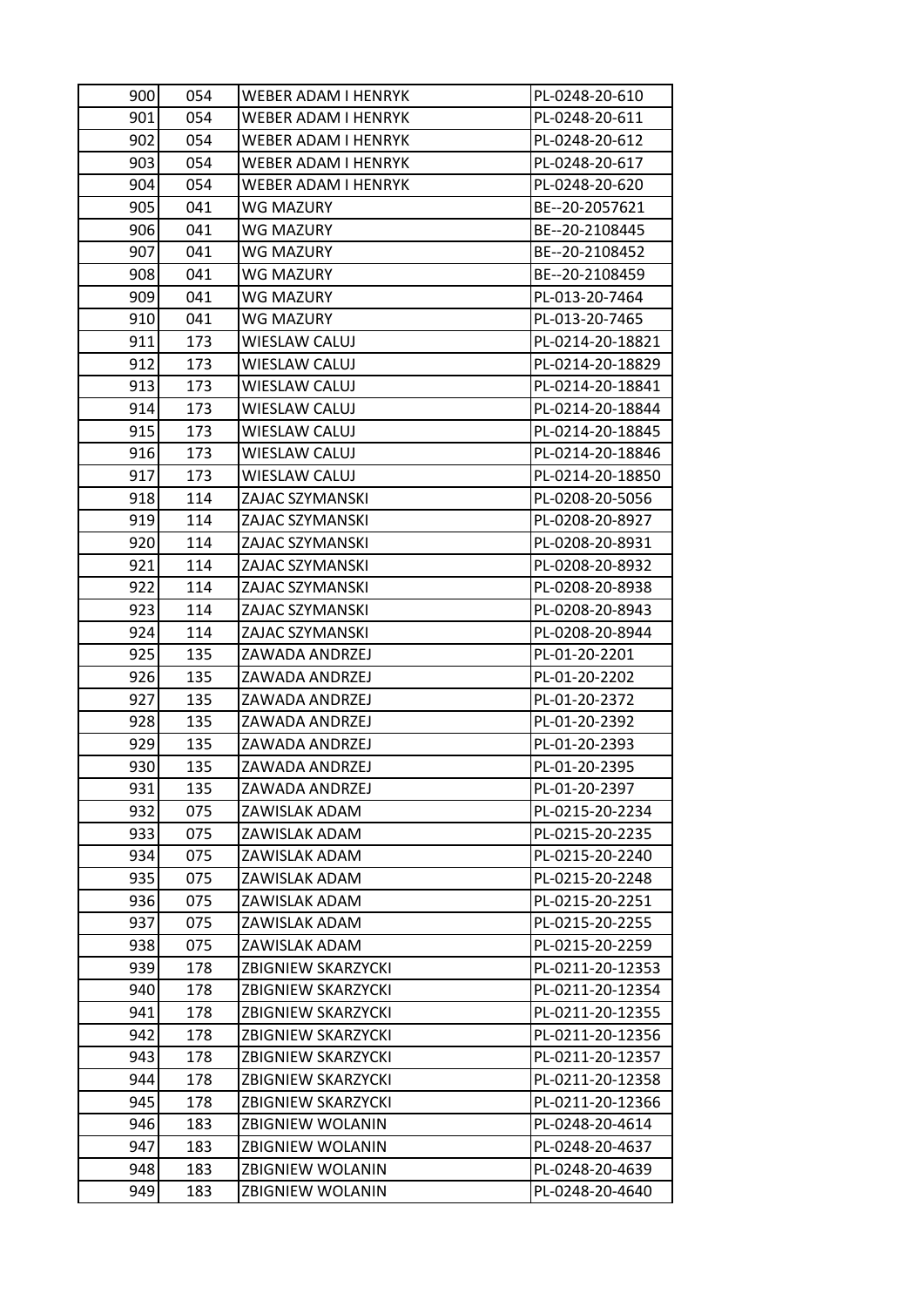| | | | |
|---|---|---|---|
| 900 | 054 | WEBER ADAM I HENRYK | PL-0248-20-610 |
| 901 | 054 | WEBER ADAM I HENRYK | PL-0248-20-611 |
| 902 | 054 | WEBER ADAM I HENRYK | PL-0248-20-612 |
| 903 | 054 | WEBER ADAM I HENRYK | PL-0248-20-617 |
| 904 | 054 | WEBER ADAM I HENRYK | PL-0248-20-620 |
| 905 | 041 | WG MAZURY | BE--20-2057621 |
| 906 | 041 | WG MAZURY | BE--20-2108445 |
| 907 | 041 | WG MAZURY | BE--20-2108452 |
| 908 | 041 | WG MAZURY | BE--20-2108459 |
| 909 | 041 | WG MAZURY | PL-013-20-7464 |
| 910 | 041 | WG MAZURY | PL-013-20-7465 |
| 911 | 173 | WIESLAW CALUJ | PL-0214-20-18821 |
| 912 | 173 | WIESLAW CALUJ | PL-0214-20-18829 |
| 913 | 173 | WIESLAW CALUJ | PL-0214-20-18841 |
| 914 | 173 | WIESLAW CALUJ | PL-0214-20-18844 |
| 915 | 173 | WIESLAW CALUJ | PL-0214-20-18845 |
| 916 | 173 | WIESLAW CALUJ | PL-0214-20-18846 |
| 917 | 173 | WIESLAW CALUJ | PL-0214-20-18850 |
| 918 | 114 | ZAJAC SZYMANSKI | PL-0208-20-5056 |
| 919 | 114 | ZAJAC SZYMANSKI | PL-0208-20-8927 |
| 920 | 114 | ZAJAC SZYMANSKI | PL-0208-20-8931 |
| 921 | 114 | ZAJAC SZYMANSKI | PL-0208-20-8932 |
| 922 | 114 | ZAJAC SZYMANSKI | PL-0208-20-8938 |
| 923 | 114 | ZAJAC SZYMANSKI | PL-0208-20-8943 |
| 924 | 114 | ZAJAC SZYMANSKI | PL-0208-20-8944 |
| 925 | 135 | ZAWADA ANDRZEJ | PL-01-20-2201 |
| 926 | 135 | ZAWADA ANDRZEJ | PL-01-20-2202 |
| 927 | 135 | ZAWADA ANDRZEJ | PL-01-20-2372 |
| 928 | 135 | ZAWADA ANDRZEJ | PL-01-20-2392 |
| 929 | 135 | ZAWADA ANDRZEJ | PL-01-20-2393 |
| 930 | 135 | ZAWADA ANDRZEJ | PL-01-20-2395 |
| 931 | 135 | ZAWADA ANDRZEJ | PL-01-20-2397 |
| 932 | 075 | ZAWISLAK ADAM | PL-0215-20-2234 |
| 933 | 075 | ZAWISLAK ADAM | PL-0215-20-2235 |
| 934 | 075 | ZAWISLAK ADAM | PL-0215-20-2240 |
| 935 | 075 | ZAWISLAK ADAM | PL-0215-20-2248 |
| 936 | 075 | ZAWISLAK ADAM | PL-0215-20-2251 |
| 937 | 075 | ZAWISLAK ADAM | PL-0215-20-2255 |
| 938 | 075 | ZAWISLAK ADAM | PL-0215-20-2259 |
| 939 | 178 | ZBIGNIEW SKARZYCKI | PL-0211-20-12353 |
| 940 | 178 | ZBIGNIEW SKARZYCKI | PL-0211-20-12354 |
| 941 | 178 | ZBIGNIEW SKARZYCKI | PL-0211-20-12355 |
| 942 | 178 | ZBIGNIEW SKARZYCKI | PL-0211-20-12356 |
| 943 | 178 | ZBIGNIEW SKARZYCKI | PL-0211-20-12357 |
| 944 | 178 | ZBIGNIEW SKARZYCKI | PL-0211-20-12358 |
| 945 | 178 | ZBIGNIEW SKARZYCKI | PL-0211-20-12366 |
| 946 | 183 | ZBIGNIEW WOLANIN | PL-0248-20-4614 |
| 947 | 183 | ZBIGNIEW WOLANIN | PL-0248-20-4637 |
| 948 | 183 | ZBIGNIEW WOLANIN | PL-0248-20-4639 |
| 949 | 183 | ZBIGNIEW WOLANIN | PL-0248-20-4640 |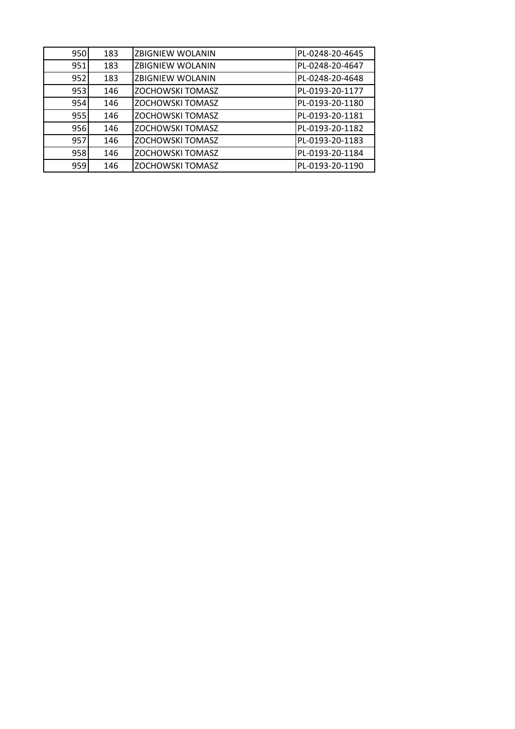| | | | |
|---|---|---|---|
| 950 | 183 | ZBIGNIEW WOLANIN | PL-0248-20-4645 |
| 951 | 183 | ZBIGNIEW WOLANIN | PL-0248-20-4647 |
| 952 | 183 | ZBIGNIEW WOLANIN | PL-0248-20-4648 |
| 953 | 146 | ZOCHOWSKI TOMASZ | PL-0193-20-1177 |
| 954 | 146 | ZOCHOWSKI TOMASZ | PL-0193-20-1180 |
| 955 | 146 | ZOCHOWSKI TOMASZ | PL-0193-20-1181 |
| 956 | 146 | ZOCHOWSKI TOMASZ | PL-0193-20-1182 |
| 957 | 146 | ZOCHOWSKI TOMASZ | PL-0193-20-1183 |
| 958 | 146 | ZOCHOWSKI TOMASZ | PL-0193-20-1184 |
| 959 | 146 | ZOCHOWSKI TOMASZ | PL-0193-20-1190 |